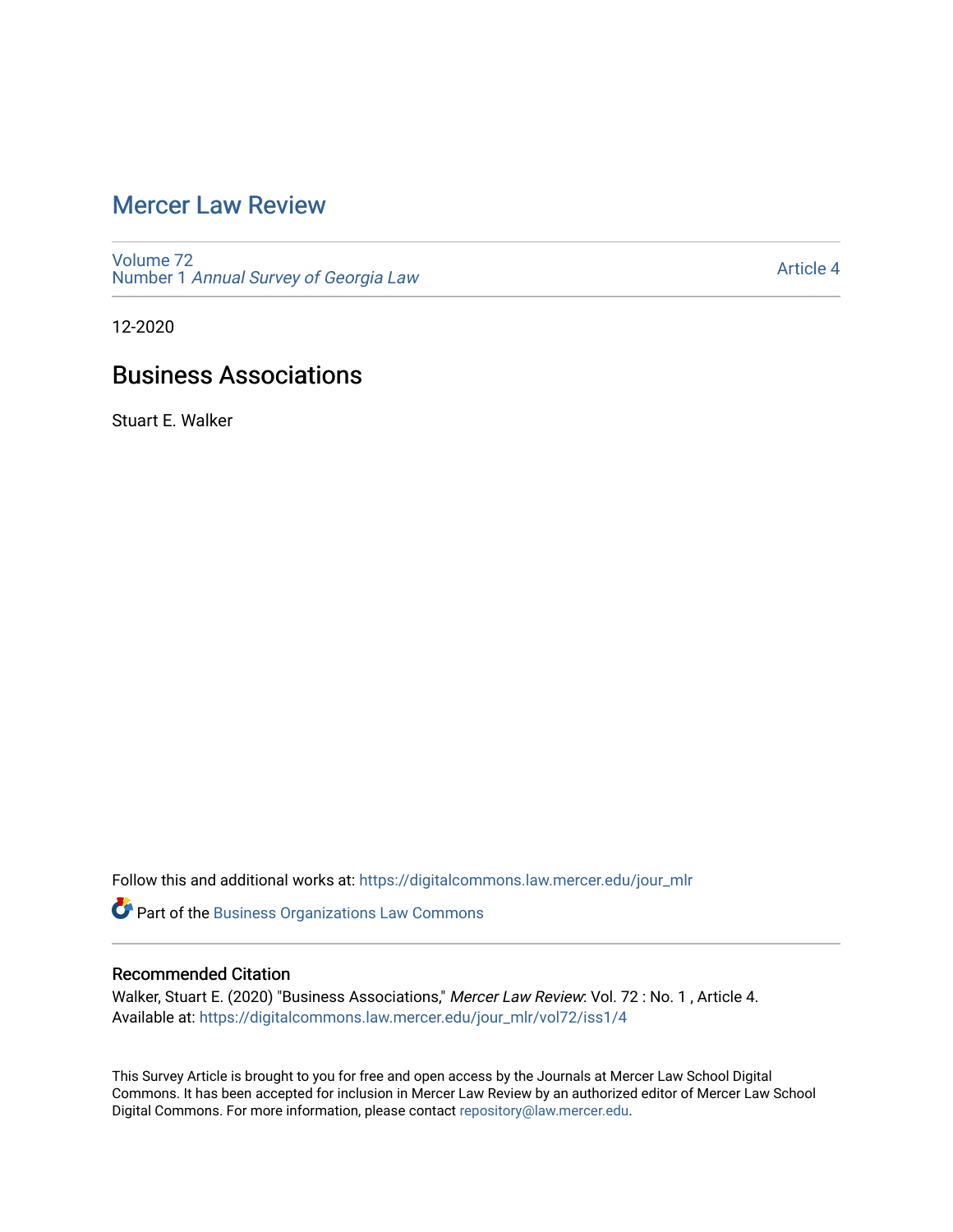# Mercer Law Review

Volume 72
Number 1 *Annual Survey of Georgia Law*

Article 4

12-2020

## Business Associations

Stuart E. Walker

Follow this and additional works at: https://digitalcommons.law.mercer.edu/jour_mlr

Part of the Business Organizations Law Commons

### Recommended Citation

Walker, Stuart E. (2020) "Business Associations," *Mercer Law Review*: Vol. 72 : No. 1 , Article 4.
Available at: https://digitalcommons.law.mercer.edu/jour_mlr/vol72/iss1/4

This Survey Article is brought to you for free and open access by the Journals at Mercer Law School Digital Commons. It has been accepted for inclusion in Mercer Law Review by an authorized editor of Mercer Law School Digital Commons. For more information, please contact repository@law.mercer.edu.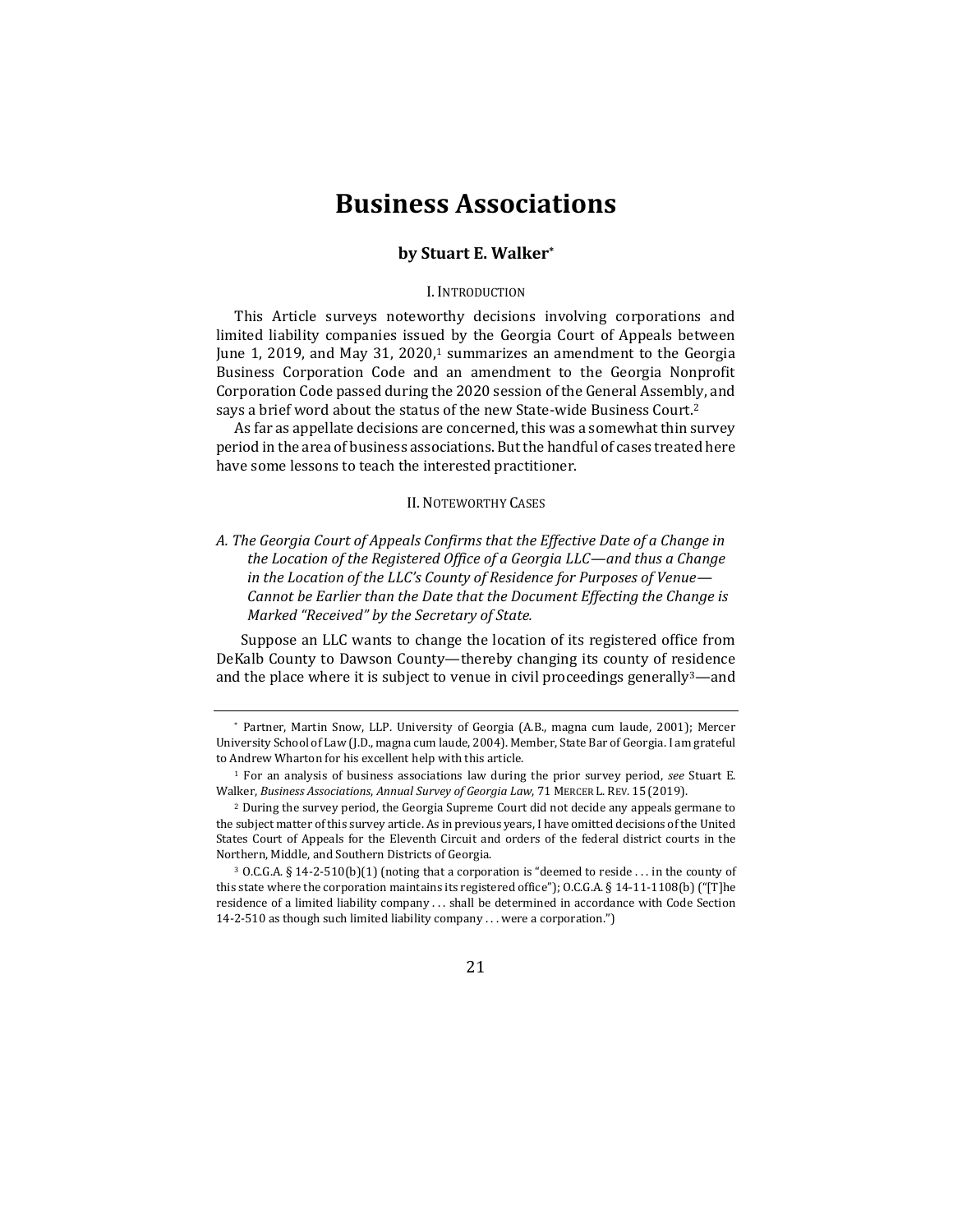# Business Associations

### by Stuart E. Walker*

## I. Introduction

This Article surveys noteworthy decisions involving corporations and limited liability companies issued by the Georgia Court of Appeals between June 1, 2019, and May 31, 2020,[1] summarizes an amendment to the Georgia Business Corporation Code and an amendment to the Georgia Nonprofit Corporation Code passed during the 2020 session of the General Assembly, and says a brief word about the status of the new State-wide Business Court.[2]

As far as appellate decisions are concerned, this was a somewhat thin survey period in the area of business associations. But the handful of cases treated here have some lessons to teach the interested practitioner.

## II. Noteworthy Cases

### *A. The Georgia Court of Appeals Confirms that the Effective Date of a Change in the Location of the Registered Office of a Georgia LLC—and thus a Change in the Location of the LLC's County of Residence for Purposes of Venue—Cannot be Earlier than the Date that the Document Effecting the Change is Marked "Received" by the Secretary of State.*

Suppose an LLC wants to change the location of its registered office from DeKalb County to Dawson County—thereby changing its county of residence and the place where it is subject to venue in civil proceedings generally[3]—and

---

\* Partner, Martin Snow, LLP. University of Georgia (A.B., magna cum laude, 2001); Mercer University School of Law (J.D., magna cum laude, 2004). Member, State Bar of Georgia. I am grateful to Andrew Wharton for his excellent help with this article.

[1] For an analysis of business associations law during the prior survey period, *see* Stuart E. Walker, *Business Associations*, *Annual Survey of Georgia Law*, 71 MERCER L. REV. 15 (2019).

[2] During the survey period, the Georgia Supreme Court did not decide any appeals germane to the subject matter of this survey article. As in previous years, I have omitted decisions of the United States Court of Appeals for the Eleventh Circuit and orders of the federal district courts in the Northern, Middle, and Southern Districts of Georgia.

[3] O.C.G.A. § 14-2-510(b)(1) (noting that a corporation is "deemed to reside . . . in the county of this state where the corporation maintains its registered office"); O.C.G.A. § 14-11-1108(b) ("[T]he residence of a limited liability company . . . shall be determined in accordance with Code Section 14-2-510 as though such limited liability company . . . were a corporation.")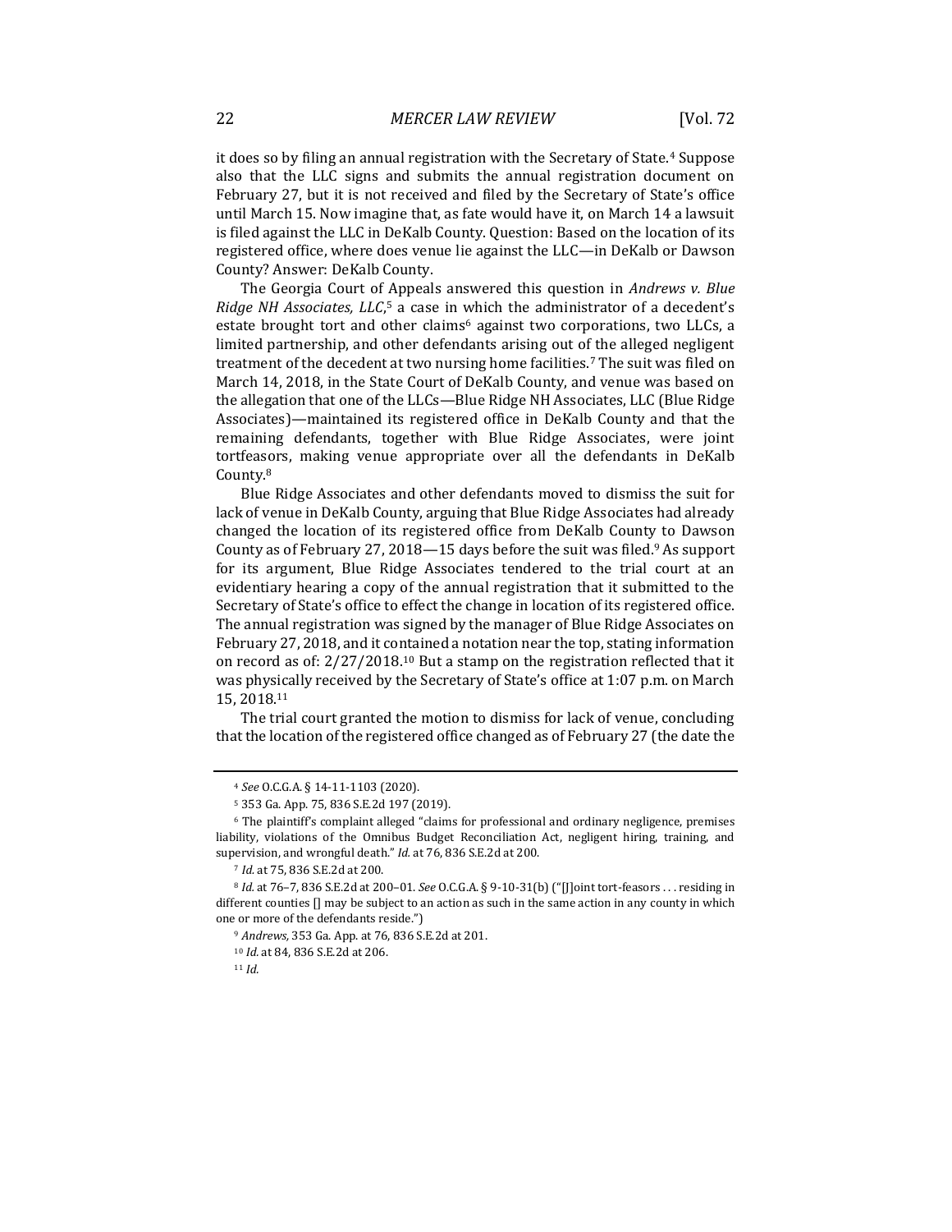it does so by filing an annual registration with the Secretary of State.[4] Suppose also that the LLC signs and submits the annual registration document on February 27, but it is not received and filed by the Secretary of State's office until March 15. Now imagine that, as fate would have it, on March 14 a lawsuit is filed against the LLC in DeKalb County. Question: Based on the location of its registered office, where does venue lie against the LLC—in DeKalb or Dawson County? Answer: DeKalb County.

The Georgia Court of Appeals answered this question in *Andrews v. Blue Ridge NH Associates, LLC*,[5] a case in which the administrator of a decedent's estate brought tort and other claims[6] against two corporations, two LLCs, a limited partnership, and other defendants arising out of the alleged negligent treatment of the decedent at two nursing home facilities.[7] The suit was filed on March 14, 2018, in the State Court of DeKalb County, and venue was based on the allegation that one of the LLCs—Blue Ridge NH Associates, LLC (Blue Ridge Associates)—maintained its registered office in DeKalb County and that the remaining defendants, together with Blue Ridge Associates, were joint tortfeasors, making venue appropriate over all the defendants in DeKalb County.[8]

Blue Ridge Associates and other defendants moved to dismiss the suit for lack of venue in DeKalb County, arguing that Blue Ridge Associates had already changed the location of its registered office from DeKalb County to Dawson County as of February 27, 2018—15 days before the suit was filed.[9] As support for its argument, Blue Ridge Associates tendered to the trial court at an evidentiary hearing a copy of the annual registration that it submitted to the Secretary of State's office to effect the change in location of its registered office. The annual registration was signed by the manager of Blue Ridge Associates on February 27, 2018, and it contained a notation near the top, stating information on record as of: 2/27/2018.[10] But a stamp on the registration reflected that it was physically received by the Secretary of State's office at 1:07 p.m. on March 15, 2018.[11]

The trial court granted the motion to dismiss for lack of venue, concluding that the location of the registered office changed as of February 27 (the date the

---

[4] *See* O.C.G.A. § 14-11-1103 (2020).

[5] 353 Ga. App. 75, 836 S.E.2d 197 (2019).

[6] The plaintiff's complaint alleged "claims for professional and ordinary negligence, premises liability, violations of the Omnibus Budget Reconciliation Act, negligent hiring, training, and supervision, and wrongful death." *Id.* at 76, 836 S.E.2d at 200.

[7] *Id.* at 75, 836 S.E.2d at 200.

[8] *Id.* at 76–7, 836 S.E.2d at 200–01. *See* O.C.G.A. § 9-10-31(b) ("[J]oint tort-feasors . . . residing in different counties [] may be subject to an action as such in the same action in any county in which one or more of the defendants reside.")

[9] *Andrews*, 353 Ga. App. at 76, 836 S.E.2d at 201.

[10] *Id.* at 84, 836 S.E.2d at 206.

[11] *Id.*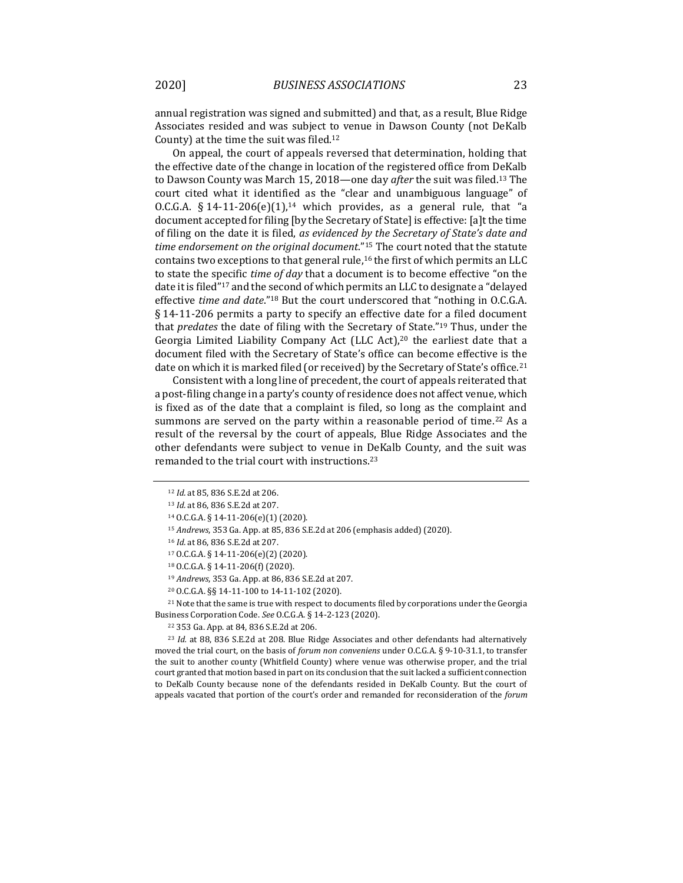annual registration was signed and submitted) and that, as a result, Blue Ridge Associates resided and was subject to venue in Dawson County (not DeKalb County) at the time the suit was filed.[12]

On appeal, the court of appeals reversed that determination, holding that the effective date of the change in location of the registered office from DeKalb to Dawson County was March 15, 2018—one day *after* the suit was filed.[13] The court cited what it identified as the "clear and unambiguous language" of O.C.G.A. § 14-11-206(e)(1),[14] which provides, as a general rule, that "a document accepted for filing [by the Secretary of State] is effective: [a]t the time of filing on the date it is filed, *as evidenced by the Secretary of State's date and time endorsement on the original document*."[15] The court noted that the statute contains two exceptions to that general rule,[16] the first of which permits an LLC to state the specific *time of day* that a document is to become effective "on the date it is filed"[17] and the second of which permits an LLC to designate a "delayed effective *time and date*."[18] But the court underscored that "nothing in O.C.G.A. § 14-11-206 permits a party to specify an effective date for a filed document that *predates* the date of filing with the Secretary of State."[19] Thus, under the Georgia Limited Liability Company Act (LLC Act),[20] the earliest date that a document filed with the Secretary of State's office can become effective is the date on which it is marked filed (or received) by the Secretary of State's office.[21]

Consistent with a long line of precedent, the court of appeals reiterated that a post-filing change in a party's county of residence does not affect venue, which is fixed as of the date that a complaint is filed, so long as the complaint and summons are served on the party within a reasonable period of time.[22] As a result of the reversal by the court of appeals, Blue Ridge Associates and the other defendants were subject to venue in DeKalb County, and the suit was remanded to the trial court with instructions.[23]

---

[12] *Id.* at 85, 836 S.E.2d at 206.

[13] *Id.* at 86, 836 S.E.2d at 207.

[14] O.C.G.A. § 14-11-206(e)(1) (2020).

[15] *Andrews*, 353 Ga. App. at 85, 836 S.E.2d at 206 (emphasis added) (2020).

[16] *Id.* at 86, 836 S.E.2d at 207.

[17] O.C.G.A. § 14-11-206(e)(2) (2020).

[18] O.C.G.A. § 14-11-206(f) (2020).

[19] *Andrews*, 353 Ga. App. at 86, 836 S.E.2d at 207.

[20] O.C.G.A. §§ 14-11-100 to 14-11-102 (2020).

[21] Note that the same is true with respect to documents filed by corporations under the Georgia Business Corporation Code. *See* O.C.G.A. § 14-2-123 (2020).

[22] 353 Ga. App. at 84, 836 S.E.2d at 206.

[23] *Id.* at 88, 836 S.E.2d at 208. Blue Ridge Associates and other defendants had alternatively moved the trial court, on the basis of *forum non conveniens* under O.C.G.A. § 9-10-31.1, to transfer the suit to another county (Whitfield County) where venue was otherwise proper, and the trial court granted that motion based in part on its conclusion that the suit lacked a sufficient connection to DeKalb County because none of the defendants resided in DeKalb County. But the court of appeals vacated that portion of the court's order and remanded for reconsideration of the *forum*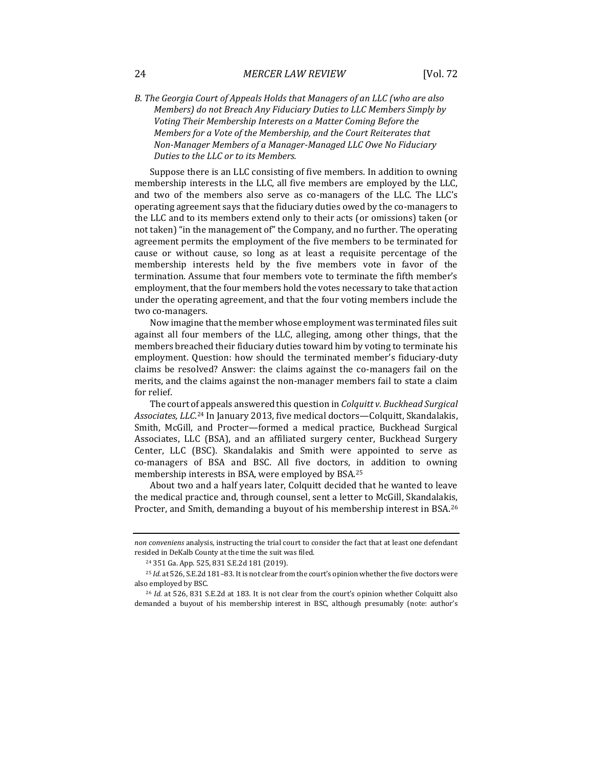*B. The Georgia Court of Appeals Holds that Managers of an LLC (who are also Members) do not Breach Any Fiduciary Duties to LLC Members Simply by Voting Their Membership Interests on a Matter Coming Before the Members for a Vote of the Membership, and the Court Reiterates that Non-Manager Members of a Manager-Managed LLC Owe No Fiduciary Duties to the LLC or to its Members.*

Suppose there is an LLC consisting of five members. In addition to owning membership interests in the LLC, all five members are employed by the LLC, and two of the members also serve as co-managers of the LLC. The LLC's operating agreement says that the fiduciary duties owed by the co-managers to the LLC and to its members extend only to their acts (or omissions) taken (or not taken) "in the management of" the Company, and no further. The operating agreement permits the employment of the five members to be terminated for cause or without cause, so long as at least a requisite percentage of the membership interests held by the five members vote in favor of the termination. Assume that four members vote to terminate the fifth member's employment, that the four members hold the votes necessary to take that action under the operating agreement, and that the four voting members include the two co-managers.

Now imagine that the member whose employment was terminated files suit against all four members of the LLC, alleging, among other things, that the members breached their fiduciary duties toward him by voting to terminate his employment. Question: how should the terminated member's fiduciary-duty claims be resolved? Answer: the claims against the co-managers fail on the merits, and the claims against the non-manager members fail to state a claim for relief.

The court of appeals answered this question in *Colquitt v. Buckhead Surgical Associates, LLC*.[24] In January 2013, five medical doctors—Colquitt, Skandalakis, Smith, McGill, and Procter—formed a medical practice, Buckhead Surgical Associates, LLC (BSA), and an affiliated surgery center, Buckhead Surgery Center, LLC (BSC). Skandalakis and Smith were appointed to serve as co-managers of BSA and BSC. All five doctors, in addition to owning membership interests in BSA, were employed by BSA.[25]

About two and a half years later, Colquitt decided that he wanted to leave the medical practice and, through counsel, sent a letter to McGill, Skandalakis, Procter, and Smith, demanding a buyout of his membership interest in BSA.[26]

---

*non conveniens* analysis, instructing the trial court to consider the fact that at least one defendant resided in DeKalb County at the time the suit was filed.

[24] 351 Ga. App. 525, 831 S.E.2d 181 (2019).

[25] *Id.* at 526, S.E.2d 181–83. It is not clear from the court's opinion whether the five doctors were also employed by BSC.

[26] *Id.* at 526, 831 S.E.2d at 183. It is not clear from the court's opinion whether Colquitt also demanded a buyout of his membership interest in BSC, although presumably (note: author's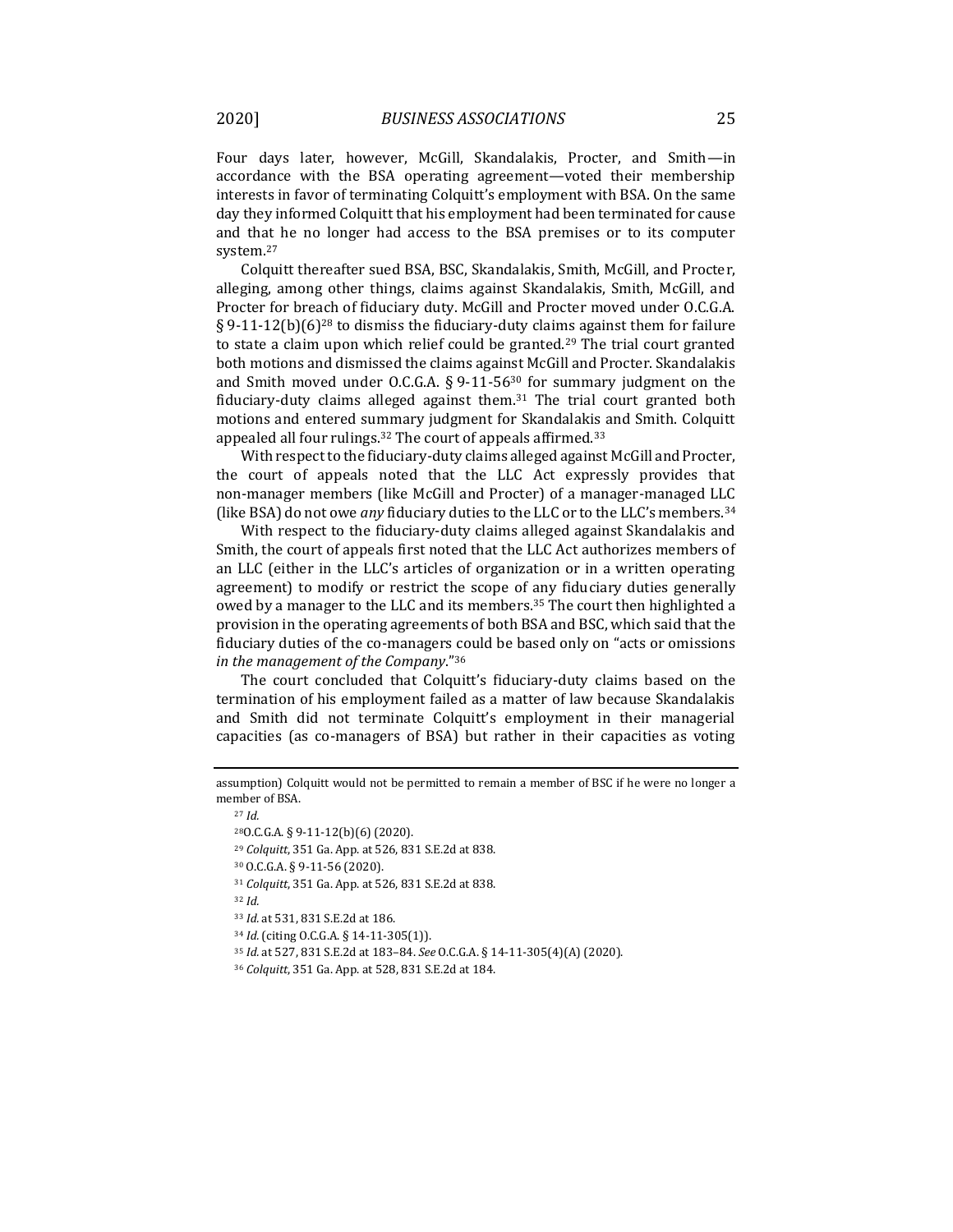Four days later, however, McGill, Skandalakis, Procter, and Smith—in accordance with the BSA operating agreement—voted their membership interests in favor of terminating Colquitt's employment with BSA. On the same day they informed Colquitt that his employment had been terminated for cause and that he no longer had access to the BSA premises or to its computer system.[27]

Colquitt thereafter sued BSA, BSC, Skandalakis, Smith, McGill, and Procter, alleging, among other things, claims against Skandalakis, Smith, McGill, and Procter for breach of fiduciary duty. McGill and Procter moved under O.C.G.A. § 9-11-12(b)(6)[28] to dismiss the fiduciary-duty claims against them for failure to state a claim upon which relief could be granted.[29] The trial court granted both motions and dismissed the claims against McGill and Procter. Skandalakis and Smith moved under O.C.G.A. § 9-11-56[30] for summary judgment on the fiduciary-duty claims alleged against them.[31] The trial court granted both motions and entered summary judgment for Skandalakis and Smith. Colquitt appealed all four rulings.[32] The court of appeals affirmed.[33]

With respect to the fiduciary-duty claims alleged against McGill and Procter, the court of appeals noted that the LLC Act expressly provides that non-manager members (like McGill and Procter) of a manager-managed LLC (like BSA) do not owe *any* fiduciary duties to the LLC or to the LLC's members.[34]

With respect to the fiduciary-duty claims alleged against Skandalakis and Smith, the court of appeals first noted that the LLC Act authorizes members of an LLC (either in the LLC's articles of organization or in a written operating agreement) to modify or restrict the scope of any fiduciary duties generally owed by a manager to the LLC and its members.[35] The court then highlighted a provision in the operating agreements of both BSA and BSC, which said that the fiduciary duties of the co-managers could be based only on "acts or omissions *in the management of the Company*."[36]

The court concluded that Colquitt's fiduciary-duty claims based on the termination of his employment failed as a matter of law because Skandalakis and Smith did not terminate Colquitt's employment in their managerial capacities (as co-managers of BSA) but rather in their capacities as voting

---

assumption) Colquitt would not be permitted to remain a member of BSC if he were no longer a member of BSA.

[27] *Id.*

[28] O.C.G.A. § 9-11-12(b)(6) (2020).

[29] *Colquitt*, 351 Ga. App. at 526, 831 S.E.2d at 838.

[30] O.C.G.A. § 9-11-56 (2020).

[31] *Colquitt*, 351 Ga. App. at 526, 831 S.E.2d at 838.

[32] *Id.*

[33] *Id.* at 531, 831 S.E.2d at 186.

[34] *Id.* (citing O.C.G.A. § 14-11-305(1)).

[35] *Id.* at 527, 831 S.E.2d at 183–84. *See* O.C.G.A. § 14-11-305(4)(A) (2020).

[36] *Colquitt*, 351 Ga. App. at 528, 831 S.E.2d at 184.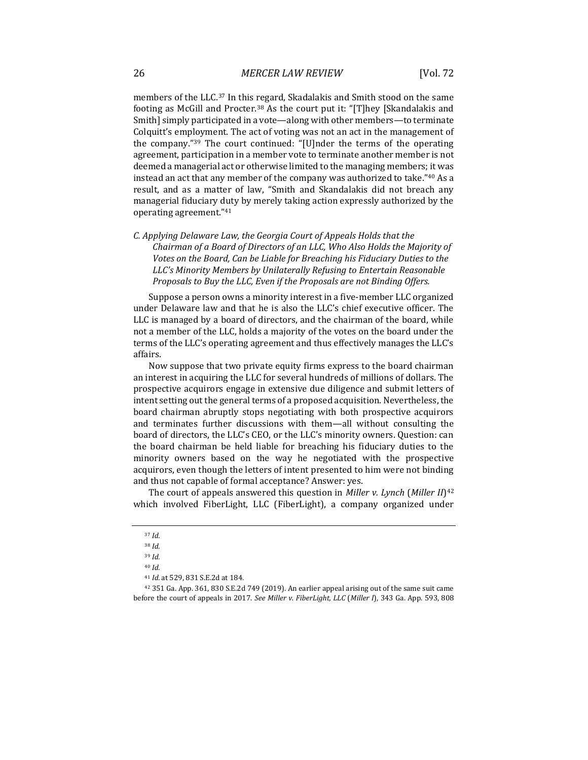members of the LLC.[37] In this regard, Skadalakis and Smith stood on the same footing as McGill and Procter.[38] As the court put it: "[T]hey [Skandalakis and Smith] simply participated in a vote—along with other members—to terminate Colquitt's employment. The act of voting was not an act in the management of the company."[39] The court continued: "[U]nder the terms of the operating agreement, participation in a member vote to terminate another member is not deemed a managerial act or otherwise limited to the managing members; it was instead an act that any member of the company was authorized to take."[40] As a result, and as a matter of law, "Smith and Skandalakis did not breach any managerial fiduciary duty by merely taking action expressly authorized by the operating agreement."[41]

### *C. Applying Delaware Law, the Georgia Court of Appeals Holds that the Chairman of a Board of Directors of an LLC, Who Also Holds the Majority of Votes on the Board, Can be Liable for Breaching his Fiduciary Duties to the LLC's Minority Members by Unilaterally Refusing to Entertain Reasonable Proposals to Buy the LLC, Even if the Proposals are not Binding Offers.*

Suppose a person owns a minority interest in a five-member LLC organized under Delaware law and that he is also the LLC's chief executive officer. The LLC is managed by a board of directors, and the chairman of the board, while not a member of the LLC, holds a majority of the votes on the board under the terms of the LLC's operating agreement and thus effectively manages the LLC's affairs.

Now suppose that two private equity firms express to the board chairman an interest in acquiring the LLC for several hundreds of millions of dollars. The prospective acquirors engage in extensive due diligence and submit letters of intent setting out the general terms of a proposed acquisition. Nevertheless, the board chairman abruptly stops negotiating with both prospective acquirors and terminates further discussions with them—all without consulting the board of directors, the LLC's CEO, or the LLC's minority owners. Question: can the board chairman be held liable for breaching his fiduciary duties to the minority owners based on the way he negotiated with the prospective acquirors, even though the letters of intent presented to him were not binding and thus not capable of formal acceptance? Answer: yes.

The court of appeals answered this question in *Miller v. Lynch* (*Miller II*)[42] which involved FiberLight, LLC (FiberLight), a company organized under

---

[37] *Id.*

[38] *Id.*

[39] *Id.*

[40] *Id.*

[41] *Id.* at 529, 831 S.E.2d at 184.

[42] 351 Ga. App. 361, 830 S.E.2d 749 (2019). An earlier appeal arising out of the same suit came before the court of appeals in 2017. *See Miller v. FiberLight, LLC* (*Miller I*), 343 Ga. App. 593, 808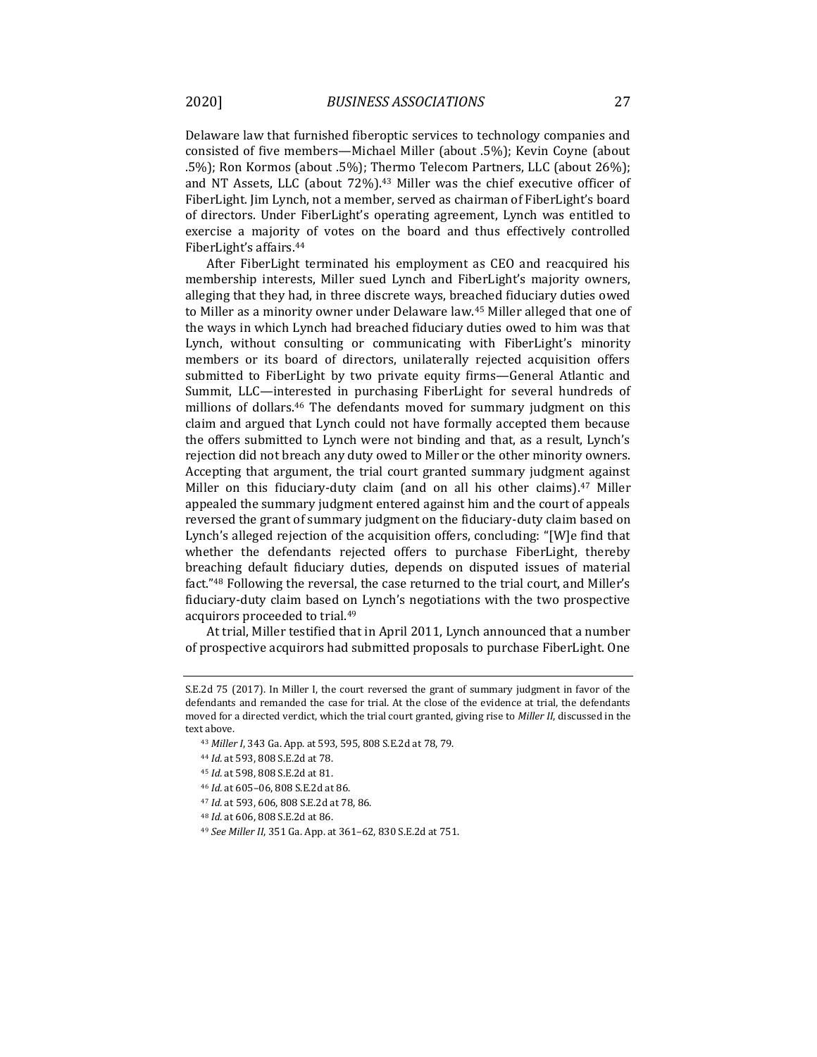Delaware law that furnished fiberoptic services to technology companies and consisted of five members—Michael Miller (about .5%); Kevin Coyne (about .5%); Ron Kormos (about .5%); Thermo Telecom Partners, LLC (about 26%); and NT Assets, LLC (about 72%).[43] Miller was the chief executive officer of FiberLight. Jim Lynch, not a member, served as chairman of FiberLight's board of directors. Under FiberLight's operating agreement, Lynch was entitled to exercise a majority of votes on the board and thus effectively controlled FiberLight's affairs.[44]

After FiberLight terminated his employment as CEO and reacquired his membership interests, Miller sued Lynch and FiberLight's majority owners, alleging that they had, in three discrete ways, breached fiduciary duties owed to Miller as a minority owner under Delaware law.[45] Miller alleged that one of the ways in which Lynch had breached fiduciary duties owed to him was that Lynch, without consulting or communicating with FiberLight's minority members or its board of directors, unilaterally rejected acquisition offers submitted to FiberLight by two private equity firms—General Atlantic and Summit, LLC—interested in purchasing FiberLight for several hundreds of millions of dollars.[46] The defendants moved for summary judgment on this claim and argued that Lynch could not have formally accepted them because the offers submitted to Lynch were not binding and that, as a result, Lynch's rejection did not breach any duty owed to Miller or the other minority owners. Accepting that argument, the trial court granted summary judgment against Miller on this fiduciary-duty claim (and on all his other claims).[47] Miller appealed the summary judgment entered against him and the court of appeals reversed the grant of summary judgment on the fiduciary-duty claim based on Lynch's alleged rejection of the acquisition offers, concluding: "[W]e find that whether the defendants rejected offers to purchase FiberLight, thereby breaching default fiduciary duties, depends on disputed issues of material fact."[48] Following the reversal, the case returned to the trial court, and Miller's fiduciary-duty claim based on Lynch's negotiations with the two prospective acquirors proceeded to trial.[49]

At trial, Miller testified that in April 2011, Lynch announced that a number of prospective acquirors had submitted proposals to purchase FiberLight. One

---

S.E.2d 75 (2017). In Miller I, the court reversed the grant of summary judgment in favor of the defendants and remanded the case for trial. At the close of the evidence at trial, the defendants moved for a directed verdict, which the trial court granted, giving rise to *Miller II*, discussed in the text above.

[43] *Miller I*, 343 Ga. App. at 593, 595, 808 S.E.2d at 78, 79.

[44] *Id.* at 593, 808 S.E.2d at 78.

[45] *Id.* at 598, 808 S.E.2d at 81.

[46] *Id.* at 605–06, 808 S.E.2d at 86.

[47] *Id.* at 593, 606, 808 S.E.2d at 78, 86.

[48] *Id.* at 606, 808 S.E.2d at 86.

[49] *See Miller II*, 351 Ga. App. at 361–62, 830 S.E.2d at 751.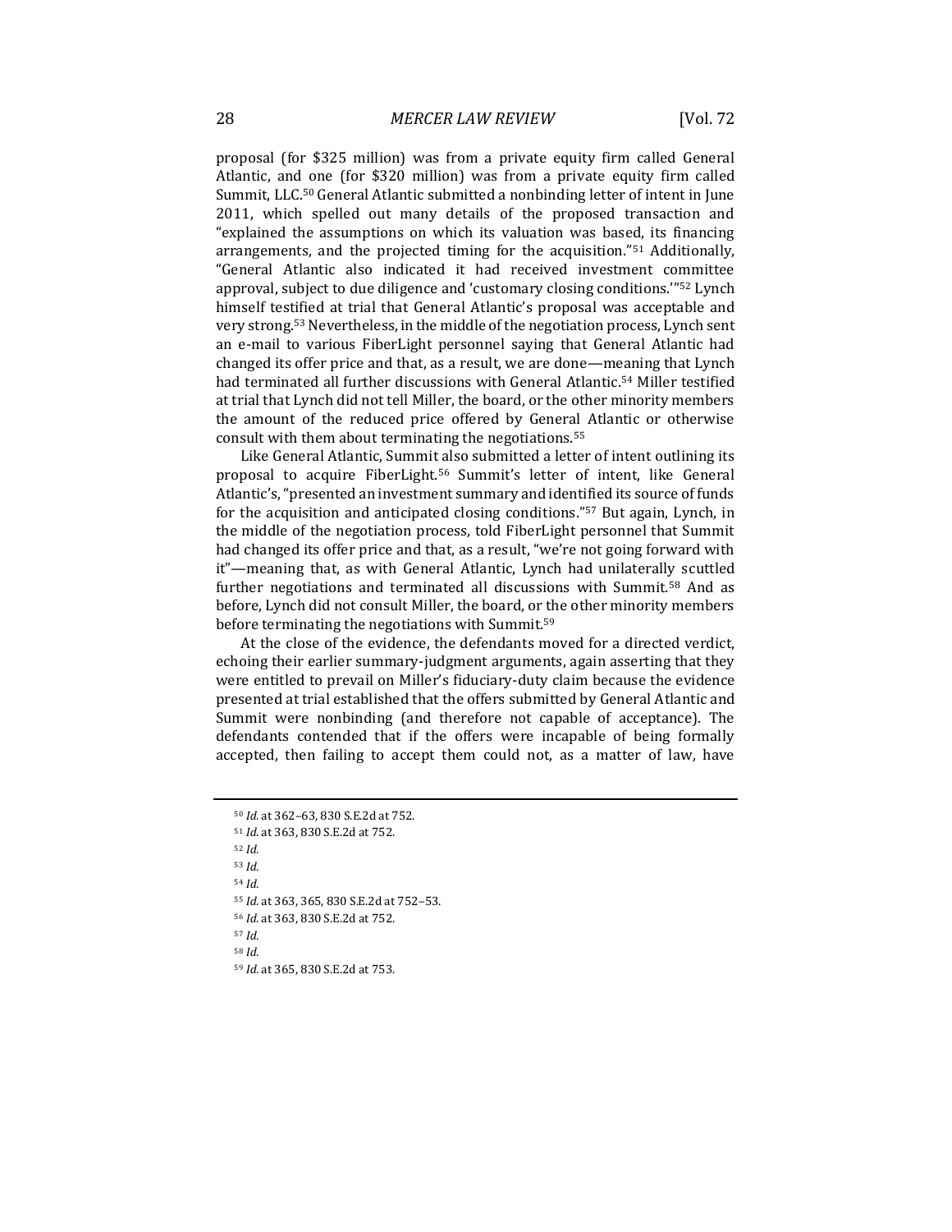proposal (for $325 million) was from a private equity firm called General Atlantic, and one (for $320 million) was from a private equity firm called Summit, LLC.[50] General Atlantic submitted a nonbinding letter of intent in June 2011, which spelled out many details of the proposed transaction and "explained the assumptions on which its valuation was based, its financing arrangements, and the projected timing for the acquisition."[51] Additionally, "General Atlantic also indicated it had received investment committee approval, subject to due diligence and 'customary closing conditions.'"[52] Lynch himself testified at trial that General Atlantic's proposal was acceptable and very strong.[53] Nevertheless, in the middle of the negotiation process, Lynch sent an e-mail to various FiberLight personnel saying that General Atlantic had changed its offer price and that, as a result, we are done—meaning that Lynch had terminated all further discussions with General Atlantic.[54] Miller testified at trial that Lynch did not tell Miller, the board, or the other minority members the amount of the reduced price offered by General Atlantic or otherwise consult with them about terminating the negotiations.[55]

Like General Atlantic, Summit also submitted a letter of intent outlining its proposal to acquire FiberLight.[56] Summit's letter of intent, like General Atlantic's, "presented an investment summary and identified its source of funds for the acquisition and anticipated closing conditions."[57] But again, Lynch, in the middle of the negotiation process, told FiberLight personnel that Summit had changed its offer price and that, as a result, "we're not going forward with it"—meaning that, as with General Atlantic, Lynch had unilaterally scuttled further negotiations and terminated all discussions with Summit.[58] And as before, Lynch did not consult Miller, the board, or the other minority members before terminating the negotiations with Summit.[59]

At the close of the evidence, the defendants moved for a directed verdict, echoing their earlier summary-judgment arguments, again asserting that they were entitled to prevail on Miller's fiduciary-duty claim because the evidence presented at trial established that the offers submitted by General Atlantic and Summit were nonbinding (and therefore not capable of acceptance). The defendants contended that if the offers were incapable of being formally accepted, then failing to accept them could not, as a matter of law, have

---

[50] *Id.* at 362–63, 830 S.E.2d at 752.

[51] *Id.* at 363, 830 S.E.2d at 752.

[52] *Id.*

[53] *Id.*

[54] *Id.*

[55] *Id.* at 363, 365, 830 S.E.2d at 752–53.

[56] *Id.* at 363, 830 S.E.2d at 752.

[57] *Id.*

[58] *Id.*

[59] *Id.* at 365, 830 S.E.2d at 753.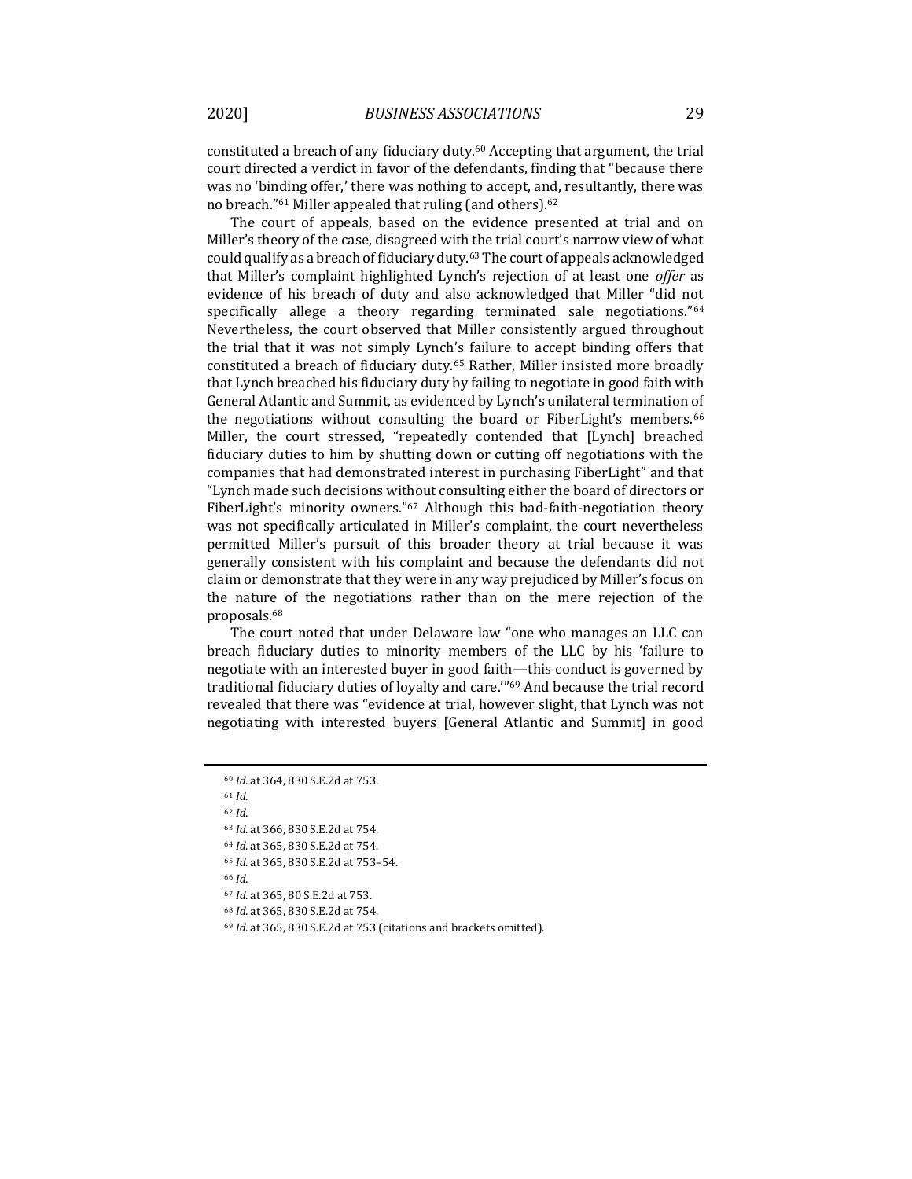constituted a breach of any fiduciary duty.[60] Accepting that argument, the trial court directed a verdict in favor of the defendants, finding that "because there was no 'binding offer,' there was nothing to accept, and, resultantly, there was no breach."[61] Miller appealed that ruling (and others).[62]

The court of appeals, based on the evidence presented at trial and on Miller's theory of the case, disagreed with the trial court's narrow view of what could qualify as a breach of fiduciary duty.[63] The court of appeals acknowledged that Miller's complaint highlighted Lynch's rejection of at least one *offer* as evidence of his breach of duty and also acknowledged that Miller "did not specifically allege a theory regarding terminated sale negotiations."[64] Nevertheless, the court observed that Miller consistently argued throughout the trial that it was not simply Lynch's failure to accept binding offers that constituted a breach of fiduciary duty.[65] Rather, Miller insisted more broadly that Lynch breached his fiduciary duty by failing to negotiate in good faith with General Atlantic and Summit, as evidenced by Lynch's unilateral termination of the negotiations without consulting the board or FiberLight's members.[66] Miller, the court stressed, "repeatedly contended that [Lynch] breached fiduciary duties to him by shutting down or cutting off negotiations with the companies that had demonstrated interest in purchasing FiberLight" and that "Lynch made such decisions without consulting either the board of directors or FiberLight's minority owners."[67] Although this bad-faith-negotiation theory was not specifically articulated in Miller's complaint, the court nevertheless permitted Miller's pursuit of this broader theory at trial because it was generally consistent with his complaint and because the defendants did not claim or demonstrate that they were in any way prejudiced by Miller's focus on the nature of the negotiations rather than on the mere rejection of the proposals.[68]

The court noted that under Delaware law "one who manages an LLC can breach fiduciary duties to minority members of the LLC by his 'failure to negotiate with an interested buyer in good faith—this conduct is governed by traditional fiduciary duties of loyalty and care.'"[69] And because the trial record revealed that there was "evidence at trial, however slight, that Lynch was not negotiating with interested buyers [General Atlantic and Summit] in good

---

[60] *Id.* at 364, 830 S.E.2d at 753.

[61] *Id.*

[62] *Id.*

[63] *Id.* at 366, 830 S.E.2d at 754.

[64] *Id.* at 365, 830 S.E.2d at 754.

[65] *Id.* at 365, 830 S.E.2d at 753–54.

[66] *Id.*

[67] *Id.* at 365, 80 S.E.2d at 753.

[68] *Id.* at 365, 830 S.E.2d at 754.

[69] *Id.* at 365, 830 S.E.2d at 753 (citations and brackets omitted).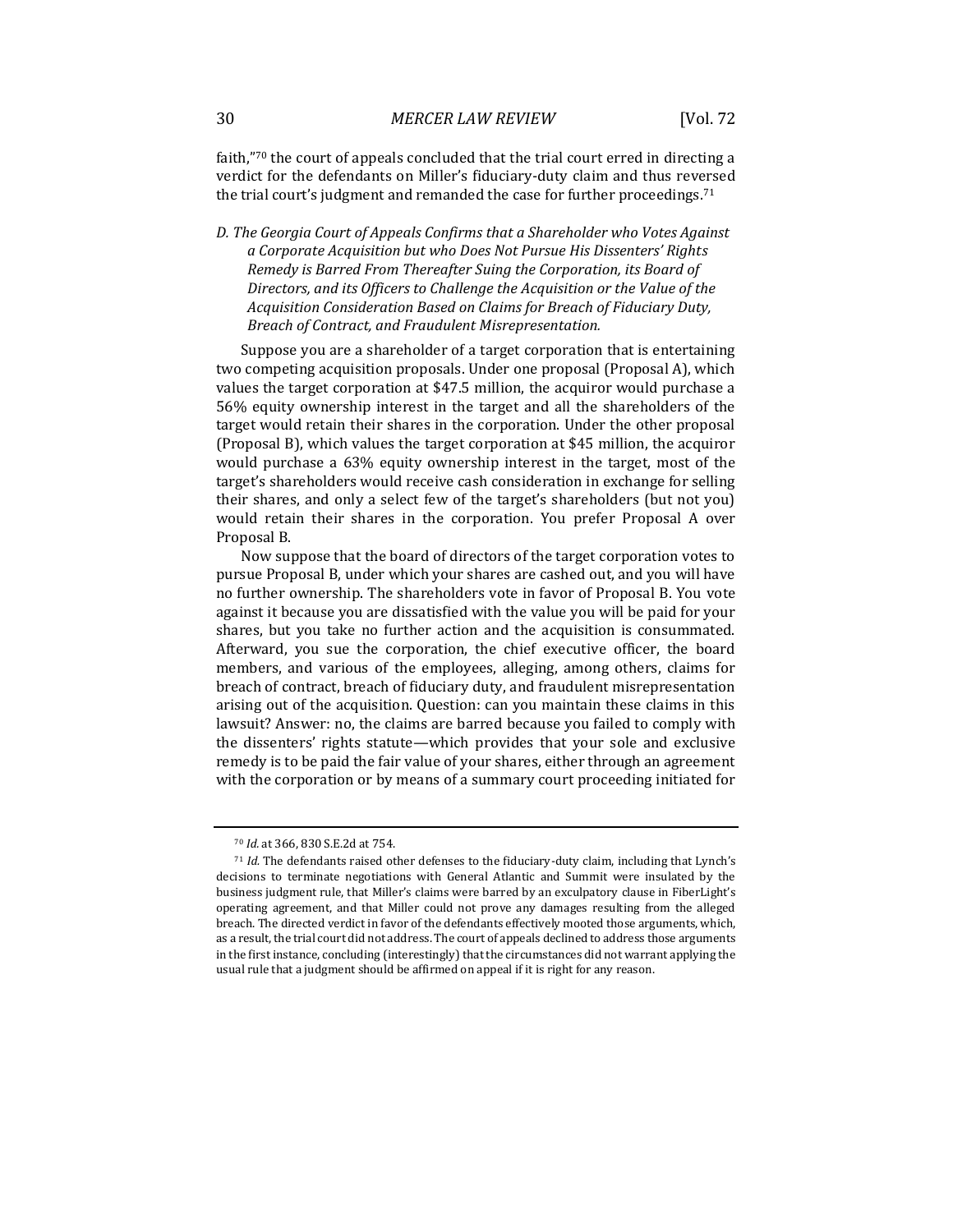faith,"[70] the court of appeals concluded that the trial court erred in directing a verdict for the defendants on Miller's fiduciary-duty claim and thus reversed the trial court's judgment and remanded the case for further proceedings.[71]

### *D. The Georgia Court of Appeals Confirms that a Shareholder who Votes Against a Corporate Acquisition but who Does Not Pursue His Dissenters' Rights Remedy is Barred From Thereafter Suing the Corporation, its Board of Directors, and its Officers to Challenge the Acquisition or the Value of the Acquisition Consideration Based on Claims for Breach of Fiduciary Duty, Breach of Contract, and Fraudulent Misrepresentation.*

Suppose you are a shareholder of a target corporation that is entertaining two competing acquisition proposals. Under one proposal (Proposal A), which values the target corporation at $47.5 million, the acquiror would purchase a 56% equity ownership interest in the target and all the shareholders of the target would retain their shares in the corporation. Under the other proposal (Proposal B), which values the target corporation at $45 million, the acquiror would purchase a 63% equity ownership interest in the target, most of the target's shareholders would receive cash consideration in exchange for selling their shares, and only a select few of the target's shareholders (but not you) would retain their shares in the corporation. You prefer Proposal A over Proposal B.

Now suppose that the board of directors of the target corporation votes to pursue Proposal B, under which your shares are cashed out, and you will have no further ownership. The shareholders vote in favor of Proposal B. You vote against it because you are dissatisfied with the value you will be paid for your shares, but you take no further action and the acquisition is consummated. Afterward, you sue the corporation, the chief executive officer, the board members, and various of the employees, alleging, among others, claims for breach of contract, breach of fiduciary duty, and fraudulent misrepresentation arising out of the acquisition. Question: can you maintain these claims in this lawsuit? Answer: no, the claims are barred because you failed to comply with the dissenters' rights statute—which provides that your sole and exclusive remedy is to be paid the fair value of your shares, either through an agreement with the corporation or by means of a summary court proceeding initiated for

---

[70] *Id.* at 366, 830 S.E.2d at 754.

[71] *Id.* The defendants raised other defenses to the fiduciary-duty claim, including that Lynch's decisions to terminate negotiations with General Atlantic and Summit were insulated by the business judgment rule, that Miller's claims were barred by an exculpatory clause in FiberLight's operating agreement, and that Miller could not prove any damages resulting from the alleged breach. The directed verdict in favor of the defendants effectively mooted those arguments, which, as a result, the trial court did not address. The court of appeals declined to address those arguments in the first instance, concluding (interestingly) that the circumstances did not warrant applying the usual rule that a judgment should be affirmed on appeal if it is right for any reason.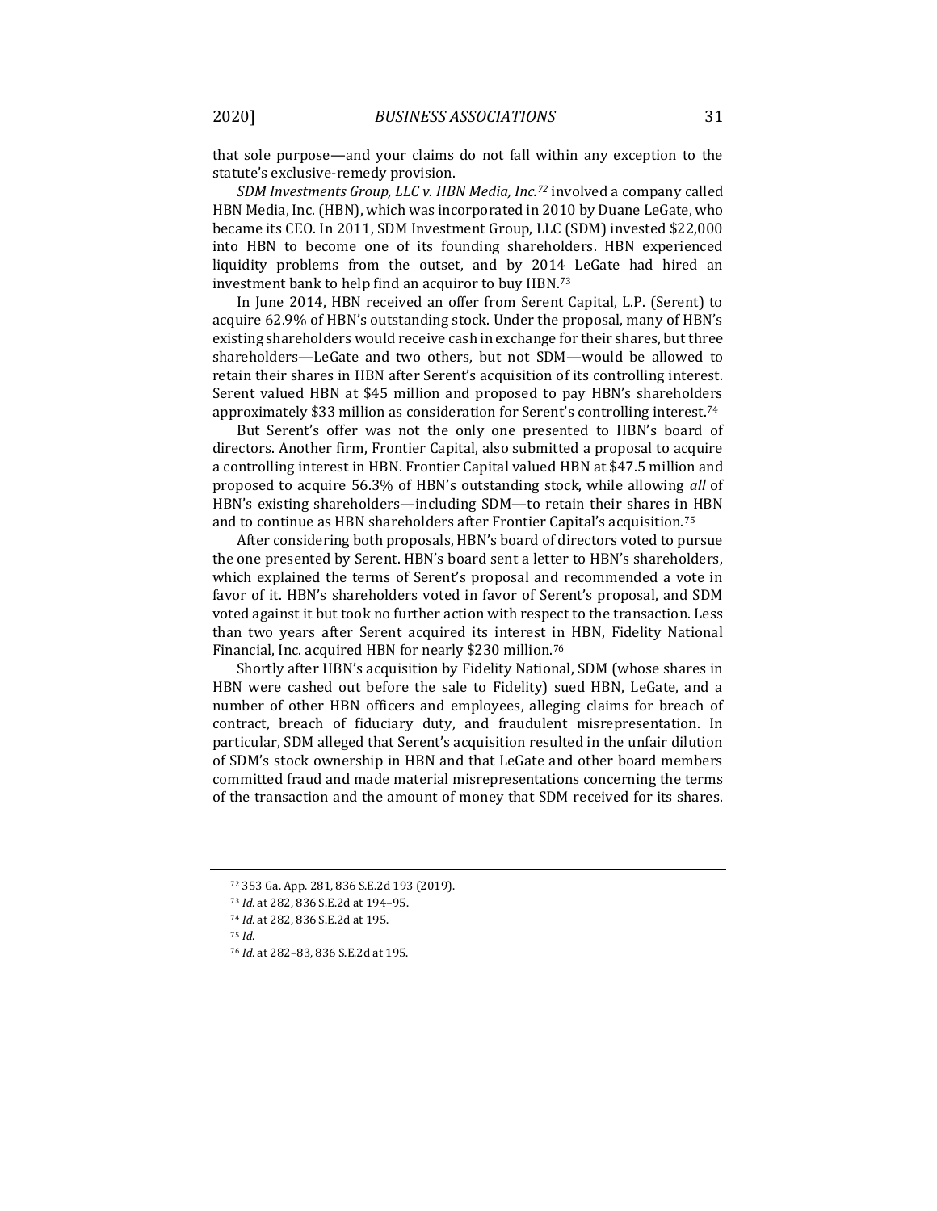that sole purpose—and your claims do not fall within any exception to the statute's exclusive-remedy provision.

*SDM Investments Group, LLC v. HBN Media, Inc.*[72] involved a company called HBN Media, Inc. (HBN), which was incorporated in 2010 by Duane LeGate, who became its CEO. In 2011, SDM Investment Group, LLC (SDM) invested $22,000 into HBN to become one of its founding shareholders. HBN experienced liquidity problems from the outset, and by 2014 LeGate had hired an investment bank to help find an acquiror to buy HBN.[73]

In June 2014, HBN received an offer from Serent Capital, L.P. (Serent) to acquire 62.9% of HBN's outstanding stock. Under the proposal, many of HBN's existing shareholders would receive cash in exchange for their shares, but three shareholders—LeGate and two others, but not SDM—would be allowed to retain their shares in HBN after Serent's acquisition of its controlling interest. Serent valued HBN at $45 million and proposed to pay HBN's shareholders approximately $33 million as consideration for Serent's controlling interest.[74]

But Serent's offer was not the only one presented to HBN's board of directors. Another firm, Frontier Capital, also submitted a proposal to acquire a controlling interest in HBN. Frontier Capital valued HBN at $47.5 million and proposed to acquire 56.3% of HBN's outstanding stock, while allowing *all* of HBN's existing shareholders—including SDM—to retain their shares in HBN and to continue as HBN shareholders after Frontier Capital's acquisition.[75]

After considering both proposals, HBN's board of directors voted to pursue the one presented by Serent. HBN's board sent a letter to HBN's shareholders, which explained the terms of Serent's proposal and recommended a vote in favor of it. HBN's shareholders voted in favor of Serent's proposal, and SDM voted against it but took no further action with respect to the transaction. Less than two years after Serent acquired its interest in HBN, Fidelity National Financial, Inc. acquired HBN for nearly $230 million.[76]

Shortly after HBN's acquisition by Fidelity National, SDM (whose shares in HBN were cashed out before the sale to Fidelity) sued HBN, LeGate, and a number of other HBN officers and employees, alleging claims for breach of contract, breach of fiduciary duty, and fraudulent misrepresentation. In particular, SDM alleged that Serent's acquisition resulted in the unfair dilution of SDM's stock ownership in HBN and that LeGate and other board members committed fraud and made material misrepresentations concerning the terms of the transaction and the amount of money that SDM received for its shares.

---

[72] 353 Ga. App. 281, 836 S.E.2d 193 (2019).

[73] *Id.* at 282, 836 S.E.2d at 194–95.

[74] *Id.* at 282, 836 S.E.2d at 195.

[75] *Id.*

[76] *Id.* at 282–83, 836 S.E.2d at 195.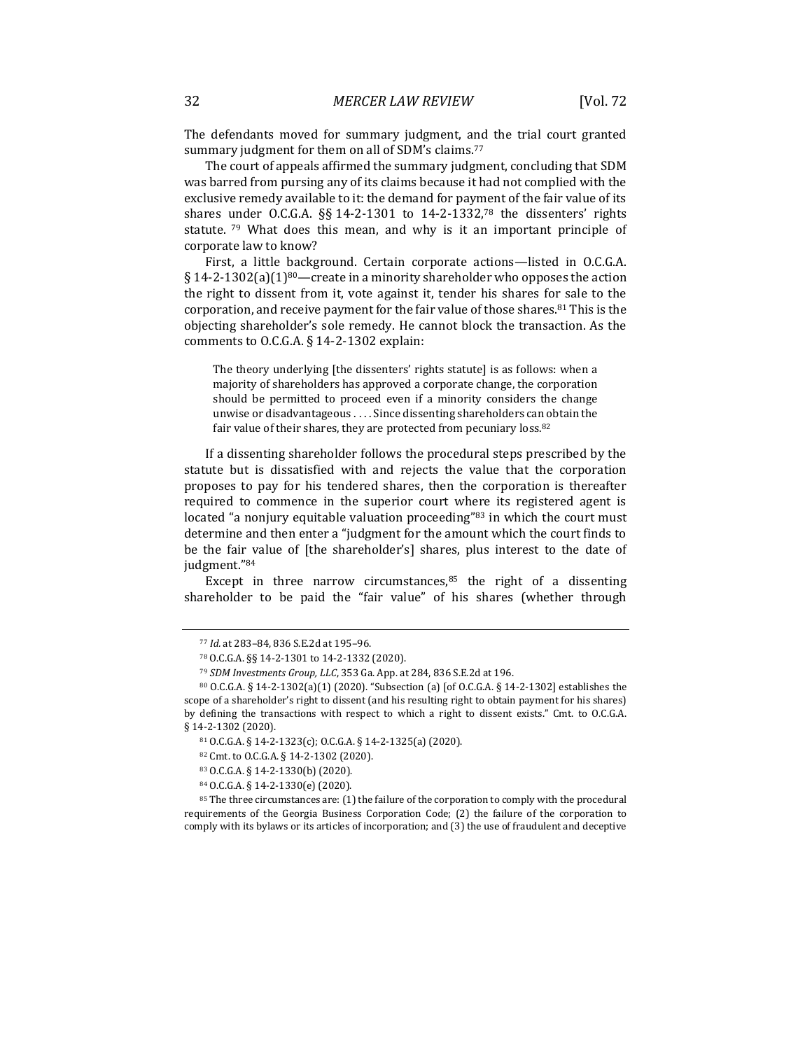The defendants moved for summary judgment, and the trial court granted summary judgment for them on all of SDM's claims.[77]

The court of appeals affirmed the summary judgment, concluding that SDM was barred from pursing any of its claims because it had not complied with the exclusive remedy available to it: the demand for payment of the fair value of its shares under O.C.G.A. §§ 14-2-1301 to 14-2-1332,[78] the dissenters' rights statute.[79] What does this mean, and why is it an important principle of corporate law to know?

First, a little background. Certain corporate actions—listed in O.C.G.A. § 14-2-1302(a)(1)[80]—create in a minority shareholder who opposes the action the right to dissent from it, vote against it, tender his shares for sale to the corporation, and receive payment for the fair value of those shares.[81] This is the objecting shareholder's sole remedy. He cannot block the transaction. As the comments to O.C.G.A. § 14-2-1302 explain:

> The theory underlying [the dissenters' rights statute] is as follows: when a majority of shareholders has approved a corporate change, the corporation should be permitted to proceed even if a minority considers the change unwise or disadvantageous . . . . Since dissenting shareholders can obtain the fair value of their shares, they are protected from pecuniary loss.[82]

If a dissenting shareholder follows the procedural steps prescribed by the statute but is dissatisfied with and rejects the value that the corporation proposes to pay for his tendered shares, then the corporation is thereafter required to commence in the superior court where its registered agent is located "a nonjury equitable valuation proceeding"[83] in which the court must determine and then enter a "judgment for the amount which the court finds to be the fair value of [the shareholder's] shares, plus interest to the date of judgment."[84]

Except in three narrow circumstances,[85] the right of a dissenting shareholder to be paid the "fair value" of his shares (whether through

---

[77] *Id.* at 283–84, 836 S.E.2d at 195–96.

[78] O.C.G.A. §§ 14-2-1301 to 14-2-1332 (2020).

[79] *SDM Investments Group, LLC*, 353 Ga. App. at 284, 836 S.E.2d at 196.

[80] O.C.G.A. § 14-2-1302(a)(1) (2020). "Subsection (a) [of O.C.G.A. § 14-2-1302] establishes the scope of a shareholder's right to dissent (and his resulting right to obtain payment for his shares) by defining the transactions with respect to which a right to dissent exists." Cmt. to O.C.G.A. § 14-2-1302 (2020).

[81] O.C.G.A. § 14-2-1323(c); O.C.G.A. § 14-2-1325(a) (2020).

[82] Cmt. to O.C.G.A. § 14-2-1302 (2020).

[83] O.C.G.A. § 14-2-1330(b) (2020).

[84] O.C.G.A. § 14-2-1330(e) (2020).

[85] The three circumstances are: (1) the failure of the corporation to comply with the procedural requirements of the Georgia Business Corporation Code; (2) the failure of the corporation to comply with its bylaws or its articles of incorporation; and (3) the use of fraudulent and deceptive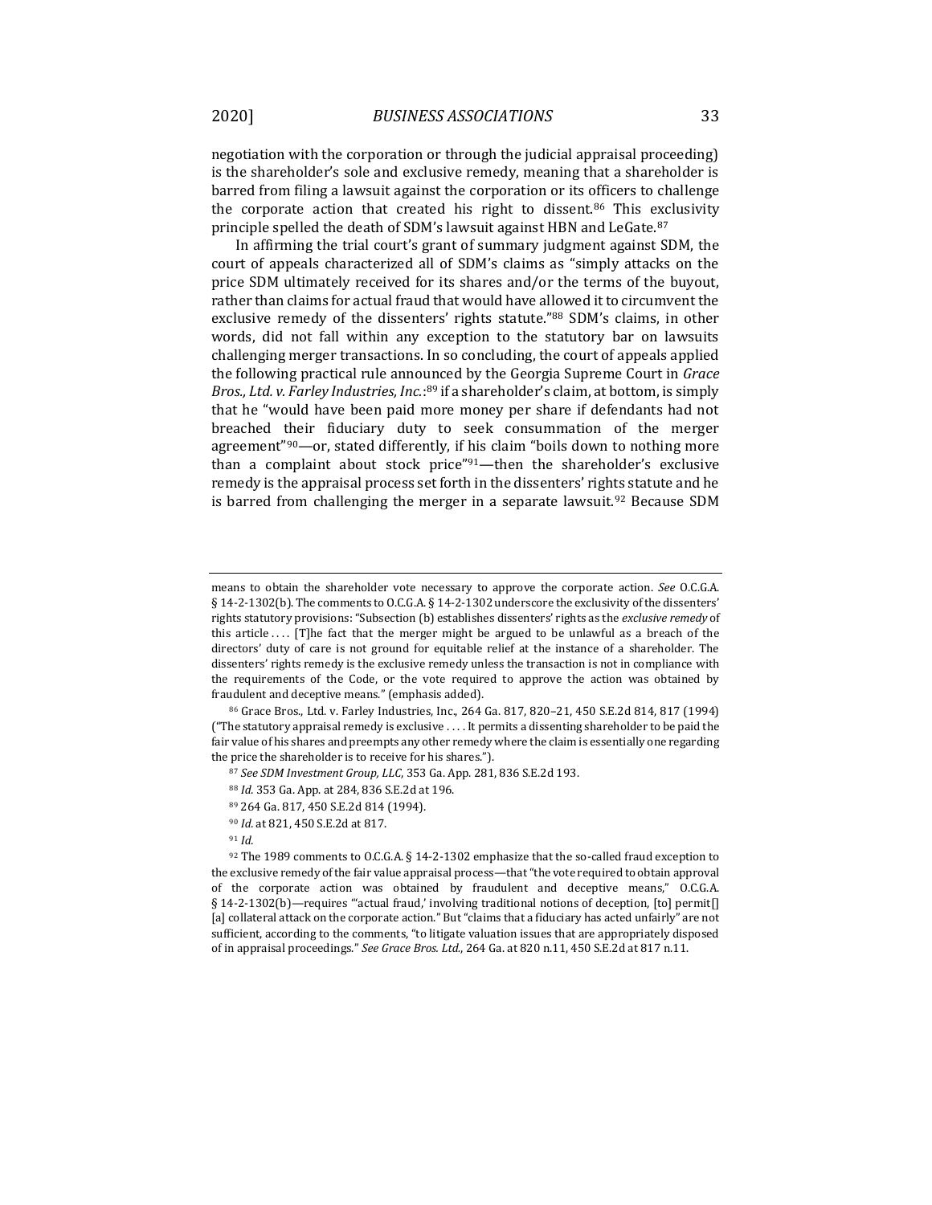negotiation with the corporation or through the judicial appraisal proceeding) is the shareholder's sole and exclusive remedy, meaning that a shareholder is barred from filing a lawsuit against the corporation or its officers to challenge the corporate action that created his right to dissent.[86] This exclusivity principle spelled the death of SDM's lawsuit against HBN and LeGate.[87]

In affirming the trial court's grant of summary judgment against SDM, the court of appeals characterized all of SDM's claims as "simply attacks on the price SDM ultimately received for its shares and/or the terms of the buyout, rather than claims for actual fraud that would have allowed it to circumvent the exclusive remedy of the dissenters' rights statute."[88] SDM's claims, in other words, did not fall within any exception to the statutory bar on lawsuits challenging merger transactions. In so concluding, the court of appeals applied the following practical rule announced by the Georgia Supreme Court in *Grace Bros., Ltd. v. Farley Industries, Inc.*:[89] if a shareholder's claim, at bottom, is simply that he "would have been paid more money per share if defendants had not breached their fiduciary duty to seek consummation of the merger agreement"[90]—or, stated differently, if his claim "boils down to nothing more than a complaint about stock price"[91]—then the shareholder's exclusive remedy is the appraisal process set forth in the dissenters' rights statute and he is barred from challenging the merger in a separate lawsuit.[92] Because SDM

---

means to obtain the shareholder vote necessary to approve the corporate action. *See* O.C.G.A. § 14-2-1302(b). The comments to O.C.G.A. § 14-2-1302 underscore the exclusivity of the dissenters' rights statutory provisions: "Subsection (b) establishes dissenters' rights as the *exclusive remedy* of this article . . . . [T]he fact that the merger might be argued to be unlawful as a breach of the directors' duty of care is not ground for equitable relief at the instance of a shareholder. The dissenters' rights remedy is the exclusive remedy unless the transaction is not in compliance with the requirements of the Code, or the vote required to approve the action was obtained by fraudulent and deceptive means." (emphasis added).

[86] Grace Bros., Ltd. v. Farley Industries, Inc., 264 Ga. 817, 820–21, 450 S.E.2d 814, 817 (1994) ("The statutory appraisal remedy is exclusive . . . . It permits a dissenting shareholder to be paid the fair value of his shares and preempts any other remedy where the claim is essentially one regarding the price the shareholder is to receive for his shares.").

[87] *See SDM Investment Group, LLC*, 353 Ga. App. 281, 836 S.E.2d 193.

[88] *Id.* 353 Ga. App. at 284, 836 S.E.2d at 196.

[89] 264 Ga. 817, 450 S.E.2d 814 (1994).

[90] *Id.* at 821, 450 S.E.2d at 817.

[91] *Id.*

[92] The 1989 comments to O.C.G.A. § 14-2-1302 emphasize that the so-called fraud exception to the exclusive remedy of the fair value appraisal process—that "the vote required to obtain approval of the corporate action was obtained by fraudulent and deceptive means," O.C.G.A. § 14-2-1302(b)—requires "'actual fraud,' involving traditional notions of deception, [to] permit[] [a] collateral attack on the corporate action." But "claims that a fiduciary has acted unfairly" are not sufficient, according to the comments, "to litigate valuation issues that are appropriately disposed of in appraisal proceedings." *See Grace Bros. Ltd.*, 264 Ga. at 820 n.11, 450 S.E.2d at 817 n.11.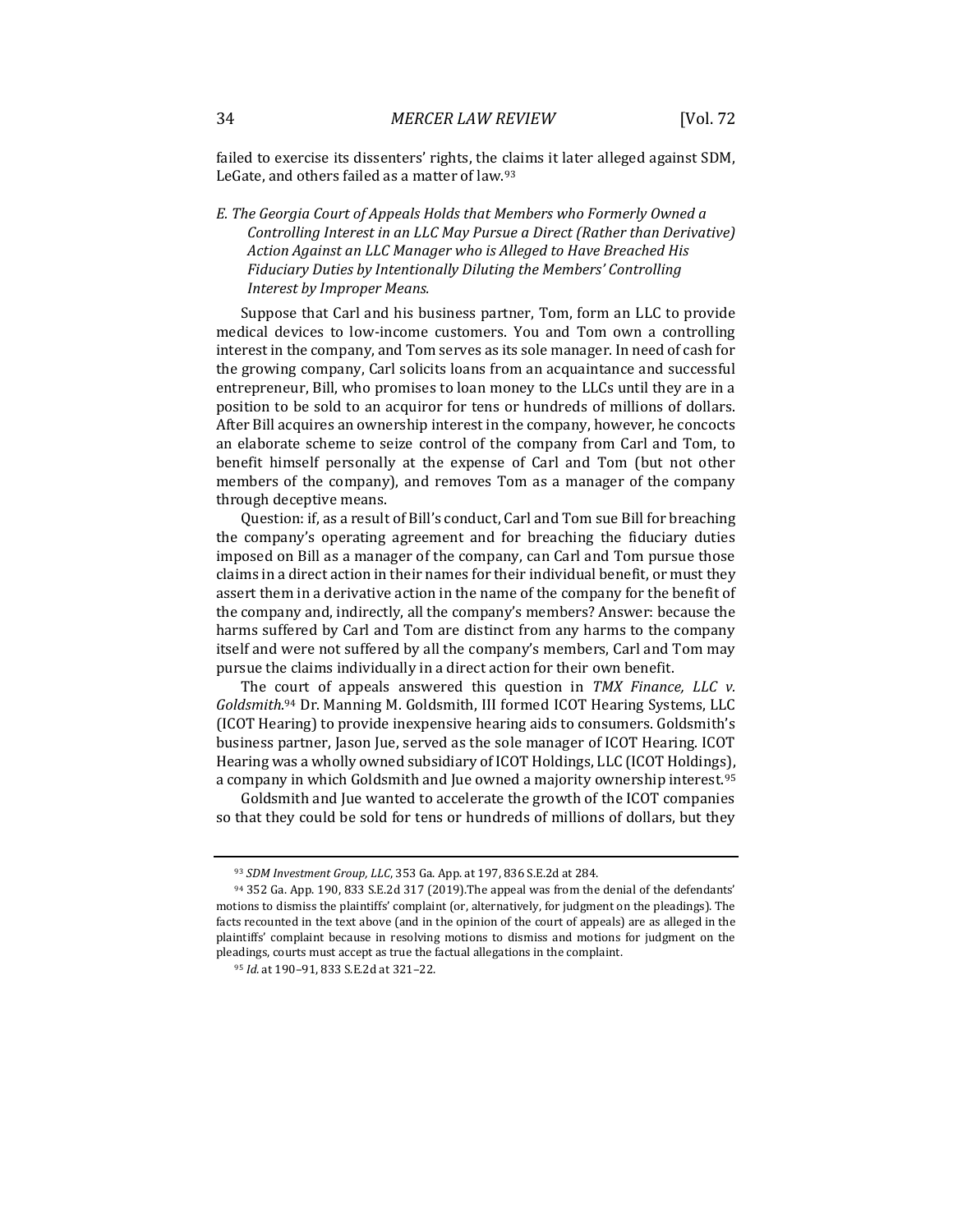failed to exercise its dissenters' rights, the claims it later alleged against SDM, LeGate, and others failed as a matter of law.[93]

### *E. The Georgia Court of Appeals Holds that Members who Formerly Owned a Controlling Interest in an LLC May Pursue a Direct (Rather than Derivative) Action Against an LLC Manager who is Alleged to Have Breached His Fiduciary Duties by Intentionally Diluting the Members' Controlling Interest by Improper Means.*

Suppose that Carl and his business partner, Tom, form an LLC to provide medical devices to low-income customers. You and Tom own a controlling interest in the company, and Tom serves as its sole manager. In need of cash for the growing company, Carl solicits loans from an acquaintance and successful entrepreneur, Bill, who promises to loan money to the LLCs until they are in a position to be sold to an acquiror for tens or hundreds of millions of dollars. After Bill acquires an ownership interest in the company, however, he concocts an elaborate scheme to seize control of the company from Carl and Tom, to benefit himself personally at the expense of Carl and Tom (but not other members of the company), and removes Tom as a manager of the company through deceptive means.

Question: if, as a result of Bill's conduct, Carl and Tom sue Bill for breaching the company's operating agreement and for breaching the fiduciary duties imposed on Bill as a manager of the company, can Carl and Tom pursue those claims in a direct action in their names for their individual benefit, or must they assert them in a derivative action in the name of the company for the benefit of the company and, indirectly, all the company's members? Answer: because the harms suffered by Carl and Tom are distinct from any harms to the company itself and were not suffered by all the company's members, Carl and Tom may pursue the claims individually in a direct action for their own benefit.

The court of appeals answered this question in *TMX Finance, LLC v. Goldsmith*.[94] Dr. Manning M. Goldsmith, III formed ICOT Hearing Systems, LLC (ICOT Hearing) to provide inexpensive hearing aids to consumers. Goldsmith's business partner, Jason Jue, served as the sole manager of ICOT Hearing. ICOT Hearing was a wholly owned subsidiary of ICOT Holdings, LLC (ICOT Holdings), a company in which Goldsmith and Jue owned a majority ownership interest.[95]

Goldsmith and Jue wanted to accelerate the growth of the ICOT companies so that they could be sold for tens or hundreds of millions of dollars, but they

---

[93] *SDM Investment Group, LLC*, 353 Ga. App. at 197, 836 S.E.2d at 284.

[94] 352 Ga. App. 190, 833 S.E.2d 317 (2019).The appeal was from the denial of the defendants' motions to dismiss the plaintiffs' complaint (or, alternatively, for judgment on the pleadings). The facts recounted in the text above (and in the opinion of the court of appeals) are as alleged in the plaintiffs' complaint because in resolving motions to dismiss and motions for judgment on the pleadings, courts must accept as true the factual allegations in the complaint.

[95] *Id.* at 190–91, 833 S.E.2d at 321–22.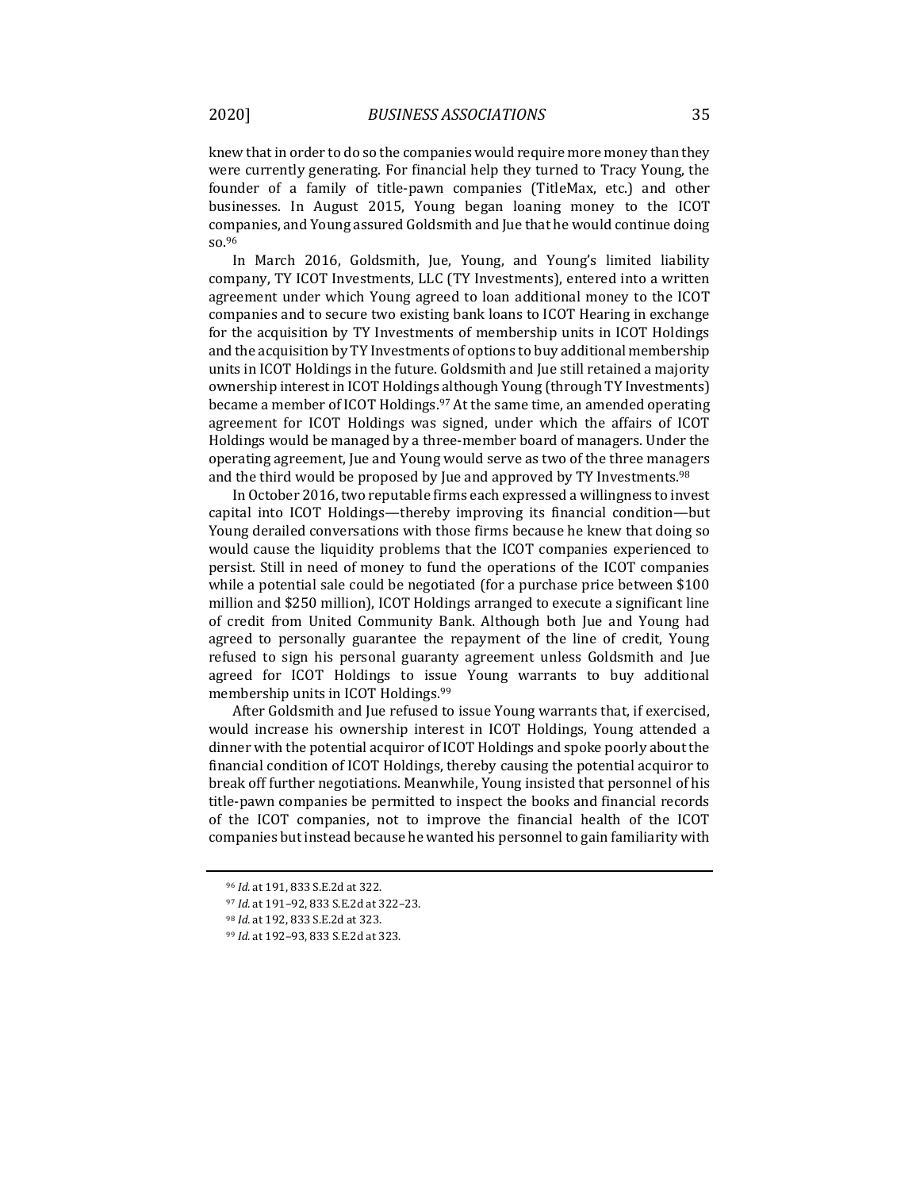knew that in order to do so the companies would require more money than they were currently generating. For financial help they turned to Tracy Young, the founder of a family of title-pawn companies (TitleMax, etc.) and other businesses. In August 2015, Young began loaning money to the ICOT companies, and Young assured Goldsmith and Jue that he would continue doing so.[96]

In March 2016, Goldsmith, Jue, Young, and Young's limited liability company, TY ICOT Investments, LLC (TY Investments), entered into a written agreement under which Young agreed to loan additional money to the ICOT companies and to secure two existing bank loans to ICOT Hearing in exchange for the acquisition by TY Investments of membership units in ICOT Holdings and the acquisition by TY Investments of options to buy additional membership units in ICOT Holdings in the future. Goldsmith and Jue still retained a majority ownership interest in ICOT Holdings although Young (through TY Investments) became a member of ICOT Holdings.[97] At the same time, an amended operating agreement for ICOT Holdings was signed, under which the affairs of ICOT Holdings would be managed by a three-member board of managers. Under the operating agreement, Jue and Young would serve as two of the three managers and the third would be proposed by Jue and approved by TY Investments.[98]

In October 2016, two reputable firms each expressed a willingness to invest capital into ICOT Holdings—thereby improving its financial condition—but Young derailed conversations with those firms because he knew that doing so would cause the liquidity problems that the ICOT companies experienced to persist. Still in need of money to fund the operations of the ICOT companies while a potential sale could be negotiated (for a purchase price between $100 million and $250 million), ICOT Holdings arranged to execute a significant line of credit from United Community Bank. Although both Jue and Young had agreed to personally guarantee the repayment of the line of credit, Young refused to sign his personal guaranty agreement unless Goldsmith and Jue agreed for ICOT Holdings to issue Young warrants to buy additional membership units in ICOT Holdings.[99]

After Goldsmith and Jue refused to issue Young warrants that, if exercised, would increase his ownership interest in ICOT Holdings, Young attended a dinner with the potential acquiror of ICOT Holdings and spoke poorly about the financial condition of ICOT Holdings, thereby causing the potential acquiror to break off further negotiations. Meanwhile, Young insisted that personnel of his title-pawn companies be permitted to inspect the books and financial records of the ICOT companies, not to improve the financial health of the ICOT companies but instead because he wanted his personnel to gain familiarity with

---

[96] *Id.* at 191, 833 S.E.2d at 322.

[97] *Id.* at 191–92, 833 S.E.2d at 322–23.

[98] *Id.* at 192, 833 S.E.2d at 323.

[99] *Id.* at 192–93, 833 S.E.2d at 323.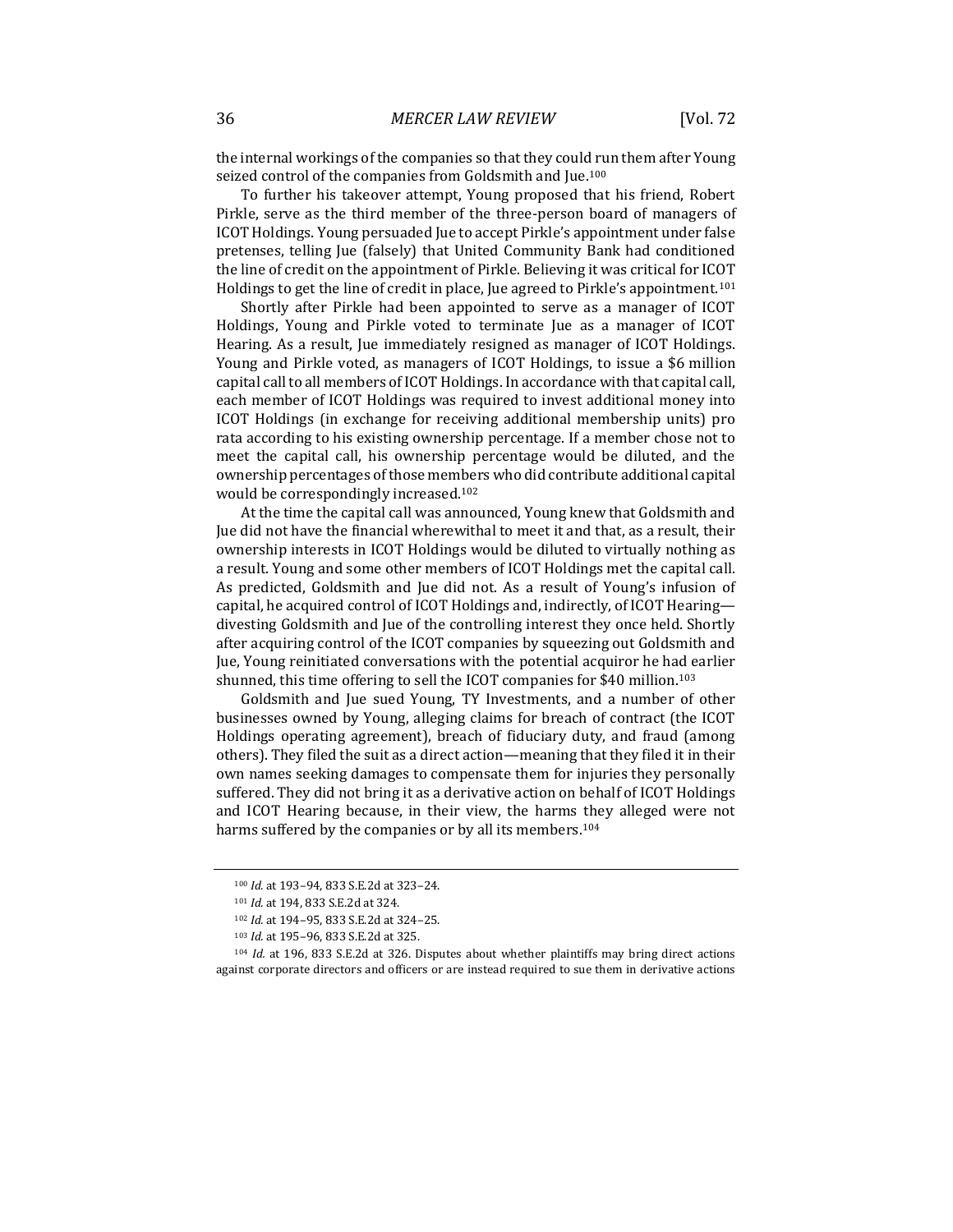the internal workings of the companies so that they could run them after Young seized control of the companies from Goldsmith and Jue.[100]

To further his takeover attempt, Young proposed that his friend, Robert Pirkle, serve as the third member of the three-person board of managers of ICOT Holdings. Young persuaded Jue to accept Pirkle's appointment under false pretenses, telling Jue (falsely) that United Community Bank had conditioned the line of credit on the appointment of Pirkle. Believing it was critical for ICOT Holdings to get the line of credit in place, Jue agreed to Pirkle's appointment.[101]

Shortly after Pirkle had been appointed to serve as a manager of ICOT Holdings, Young and Pirkle voted to terminate Jue as a manager of ICOT Hearing. As a result, Jue immediately resigned as manager of ICOT Holdings. Young and Pirkle voted, as managers of ICOT Holdings, to issue a $6 million capital call to all members of ICOT Holdings. In accordance with that capital call, each member of ICOT Holdings was required to invest additional money into ICOT Holdings (in exchange for receiving additional membership units) pro rata according to his existing ownership percentage. If a member chose not to meet the capital call, his ownership percentage would be diluted, and the ownership percentages of those members who did contribute additional capital would be correspondingly increased.[102]

At the time the capital call was announced, Young knew that Goldsmith and Jue did not have the financial wherewithal to meet it and that, as a result, their ownership interests in ICOT Holdings would be diluted to virtually nothing as a result. Young and some other members of ICOT Holdings met the capital call. As predicted, Goldsmith and Jue did not. As a result of Young's infusion of capital, he acquired control of ICOT Holdings and, indirectly, of ICOT Hearing—divesting Goldsmith and Jue of the controlling interest they once held. Shortly after acquiring control of the ICOT companies by squeezing out Goldsmith and Jue, Young reinitiated conversations with the potential acquiror he had earlier shunned, this time offering to sell the ICOT companies for $40 million.[103]

Goldsmith and Jue sued Young, TY Investments, and a number of other businesses owned by Young, alleging claims for breach of contract (the ICOT Holdings operating agreement), breach of fiduciary duty, and fraud (among others). They filed the suit as a direct action—meaning that they filed it in their own names seeking damages to compensate them for injuries they personally suffered. They did not bring it as a derivative action on behalf of ICOT Holdings and ICOT Hearing because, in their view, the harms they alleged were not harms suffered by the companies or by all its members.[104]

---

[100] *Id.* at 193–94, 833 S.E.2d at 323–24.

[101] *Id.* at 194, 833 S.E.2d at 324.

[102] *Id.* at 194–95, 833 S.E.2d at 324–25.

[103] *Id.* at 195–96, 833 S.E.2d at 325.

[104] *Id.* at 196, 833 S.E.2d at 326. Disputes about whether plaintiffs may bring direct actions against corporate directors and officers or are instead required to sue them in derivative actions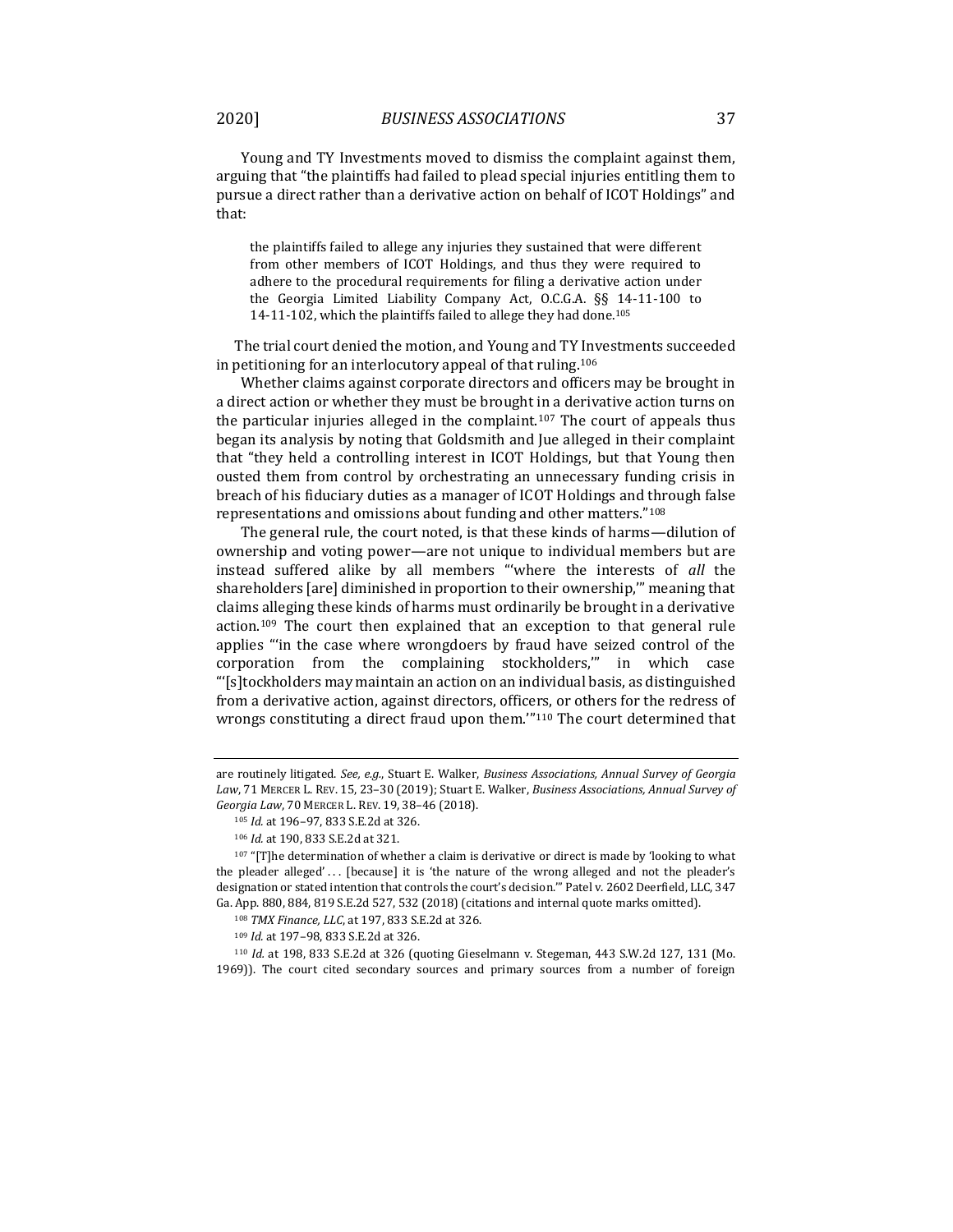Young and TY Investments moved to dismiss the complaint against them, arguing that "the plaintiffs had failed to plead special injuries entitling them to pursue a direct rather than a derivative action on behalf of ICOT Holdings" and that:

> the plaintiffs failed to allege any injuries they sustained that were different from other members of ICOT Holdings, and thus they were required to adhere to the procedural requirements for filing a derivative action under the Georgia Limited Liability Company Act, O.C.G.A. §§ 14-11-100 to 14-11-102, which the plaintiffs failed to allege they had done.[105]

The trial court denied the motion, and Young and TY Investments succeeded in petitioning for an interlocutory appeal of that ruling.[106]

Whether claims against corporate directors and officers may be brought in a direct action or whether they must be brought in a derivative action turns on the particular injuries alleged in the complaint.[107] The court of appeals thus began its analysis by noting that Goldsmith and Jue alleged in their complaint that "they held a controlling interest in ICOT Holdings, but that Young then ousted them from control by orchestrating an unnecessary funding crisis in breach of his fiduciary duties as a manager of ICOT Holdings and through false representations and omissions about funding and other matters."[108]

The general rule, the court noted, is that these kinds of harms—dilution of ownership and voting power—are not unique to individual members but are instead suffered alike by all members "'where the interests of *all* the shareholders [are] diminished in proportion to their ownership,'" meaning that claims alleging these kinds of harms must ordinarily be brought in a derivative action.[109] The court then explained that an exception to that general rule applies "'in the case where wrongdoers by fraud have seized control of the corporation from the complaining stockholders,'" in which case "'[s]tockholders may maintain an action on an individual basis, as distinguished from a derivative action, against directors, officers, or others for the redress of wrongs constituting a direct fraud upon them.'"[110] The court determined that

---

are routinely litigated. *See, e.g.*, Stuart E. Walker, *Business Associations, Annual Survey of Georgia Law*, 71 MERCER L. REV. 15, 23–30 (2019); Stuart E. Walker, *Business Associations, Annual Survey of Georgia Law*, 70 MERCER L. REV. 19, 38–46 (2018).

[105] *Id.* at 196–97, 833 S.E.2d at 326.

[106] *Id.* at 190, 833 S.E.2d at 321.

[107] "[T]he determination of whether a claim is derivative or direct is made by 'looking to what the pleader alleged' . . . [because] it is 'the nature of the wrong alleged and not the pleader's designation or stated intention that controls the court's decision.'" Patel v. 2602 Deerfield, LLC, 347 Ga. App. 880, 884, 819 S.E.2d 527, 532 (2018) (citations and internal quote marks omitted).

[108] *TMX Finance, LLC*, at 197, 833 S.E.2d at 326.

[109] *Id.* at 197–98, 833 S.E.2d at 326.

[110] *Id.* at 198, 833 S.E.2d at 326 (quoting Gieselmann v. Stegeman, 443 S.W.2d 127, 131 (Mo. 1969)). The court cited secondary sources and primary sources from a number of foreign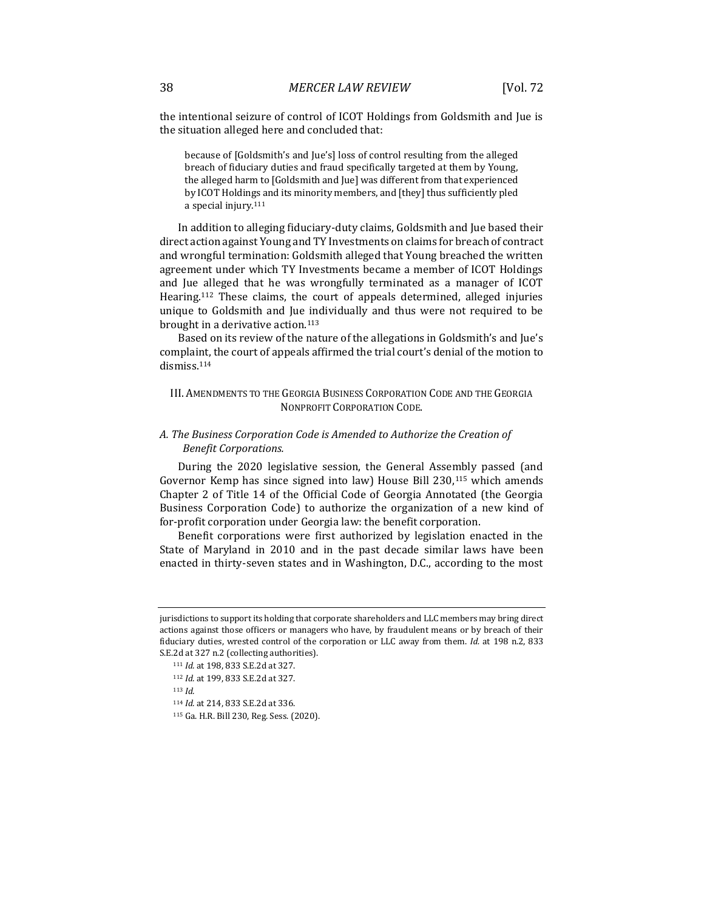the intentional seizure of control of ICOT Holdings from Goldsmith and Jue is the situation alleged here and concluded that:

> because of [Goldsmith's and Jue's] loss of control resulting from the alleged breach of fiduciary duties and fraud specifically targeted at them by Young, the alleged harm to [Goldsmith and Jue] was different from that experienced by ICOT Holdings and its minority members, and [they] thus sufficiently pled a special injury.[111]

In addition to alleging fiduciary-duty claims, Goldsmith and Jue based their direct action against Young and TY Investments on claims for breach of contract and wrongful termination: Goldsmith alleged that Young breached the written agreement under which TY Investments became a member of ICOT Holdings and Jue alleged that he was wrongfully terminated as a manager of ICOT Hearing.[112] These claims, the court of appeals determined, alleged injuries unique to Goldsmith and Jue individually and thus were not required to be brought in a derivative action.[113]

Based on its review of the nature of the allegations in Goldsmith's and Jue's complaint, the court of appeals affirmed the trial court's denial of the motion to dismiss.[114]

## III. Amendments to the Georgia Business Corporation Code and the Georgia Nonprofit Corporation Code.

### *A. The Business Corporation Code is Amended to Authorize the Creation of Benefit Corporations.*

During the 2020 legislative session, the General Assembly passed (and Governor Kemp has since signed into law) House Bill 230,[115] which amends Chapter 2 of Title 14 of the Official Code of Georgia Annotated (the Georgia Business Corporation Code) to authorize the organization of a new kind of for-profit corporation under Georgia law: the benefit corporation.

Benefit corporations were first authorized by legislation enacted in the State of Maryland in 2010 and in the past decade similar laws have been enacted in thirty-seven states and in Washington, D.C., according to the most

---

jurisdictions to support its holding that corporate shareholders and LLC members may bring direct actions against those officers or managers who have, by fraudulent means or by breach of their fiduciary duties, wrested control of the corporation or LLC away from them. *Id.* at 198 n.2, 833 S.E.2d at 327 n.2 (collecting authorities).

[111] *Id.* at 198, 833 S.E.2d at 327.

[112] *Id.* at 199, 833 S.E.2d at 327.

[113] *Id.*

[114] *Id.* at 214, 833 S.E.2d at 336.

[115] Ga. H.R. Bill 230, Reg. Sess. (2020).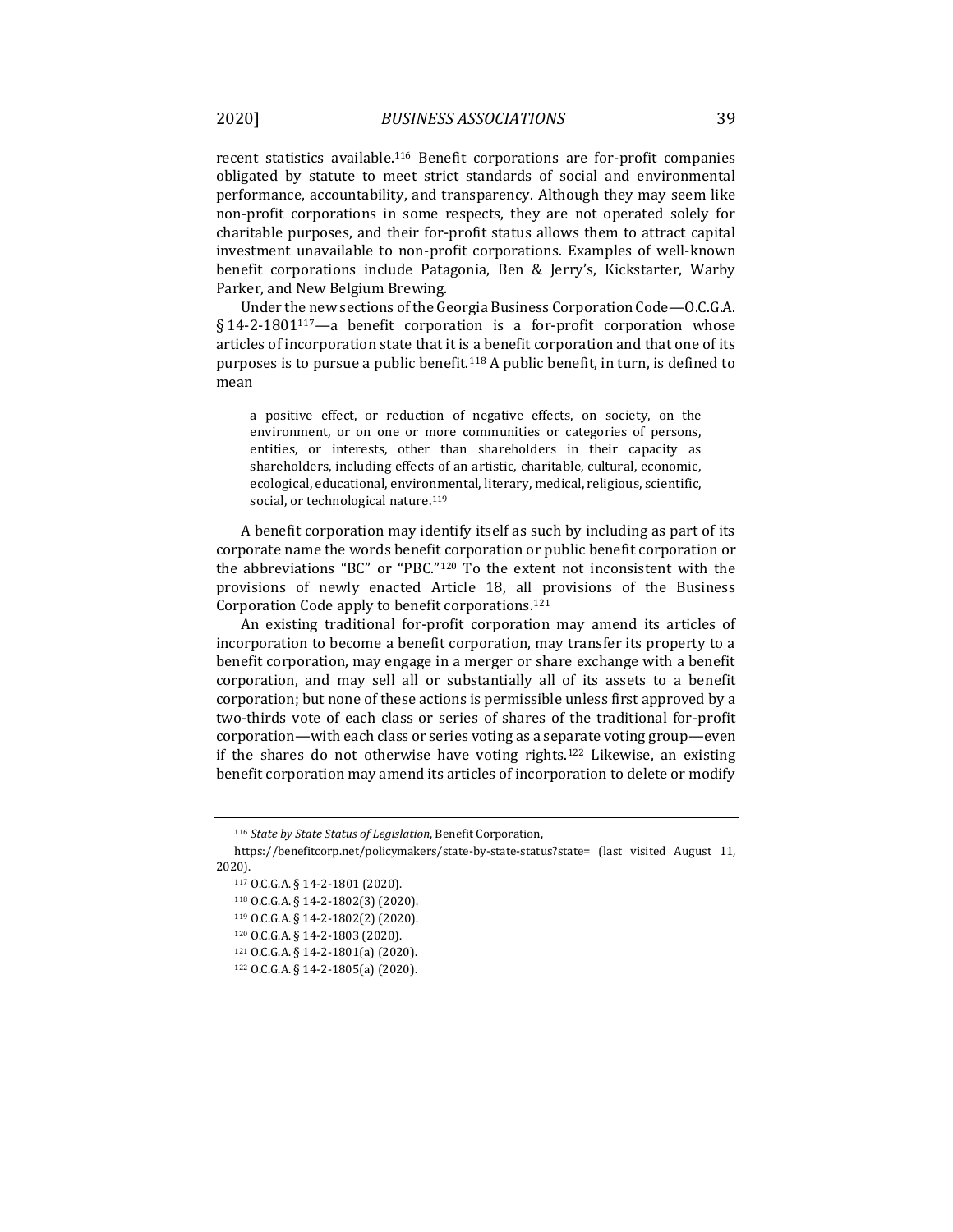recent statistics available.[116] Benefit corporations are for-profit companies obligated by statute to meet strict standards of social and environmental performance, accountability, and transparency. Although they may seem like non-profit corporations in some respects, they are not operated solely for charitable purposes, and their for-profit status allows them to attract capital investment unavailable to non-profit corporations. Examples of well-known benefit corporations include Patagonia, Ben & Jerry's, Kickstarter, Warby Parker, and New Belgium Brewing.

Under the new sections of the Georgia Business Corporation Code—O.C.G.A. § 14-2-1801[117]—a benefit corporation is a for-profit corporation whose articles of incorporation state that it is a benefit corporation and that one of its purposes is to pursue a public benefit.[118] A public benefit, in turn, is defined to mean

> a positive effect, or reduction of negative effects, on society, on the environment, or on one or more communities or categories of persons, entities, or interests, other than shareholders in their capacity as shareholders, including effects of an artistic, charitable, cultural, economic, ecological, educational, environmental, literary, medical, religious, scientific, social, or technological nature.[119]

A benefit corporation may identify itself as such by including as part of its corporate name the words benefit corporation or public benefit corporation or the abbreviations "BC" or "PBC."[120] To the extent not inconsistent with the provisions of newly enacted Article 18, all provisions of the Business Corporation Code apply to benefit corporations.[121]

An existing traditional for-profit corporation may amend its articles of incorporation to become a benefit corporation, may transfer its property to a benefit corporation, may engage in a merger or share exchange with a benefit corporation, and may sell all or substantially all of its assets to a benefit corporation; but none of these actions is permissible unless first approved by a two-thirds vote of each class or series of shares of the traditional for-profit corporation—with each class or series voting as a separate voting group—even if the shares do not otherwise have voting rights.[122] Likewise, an existing benefit corporation may amend its articles of incorporation to delete or modify

---

[116] *State by State Status of Legislation*, Benefit Corporation, https://benefitcorp.net/policymakers/state-by-state-status?state= (last visited August 11, 2020).

[117] O.C.G.A. § 14-2-1801 (2020).

[118] O.C.G.A. § 14-2-1802(3) (2020).

[119] O.C.G.A. § 14-2-1802(2) (2020).

[120] O.C.G.A. § 14-2-1803 (2020).

[121] O.C.G.A. § 14-2-1801(a) (2020).

[122] O.C.G.A. § 14-2-1805(a) (2020).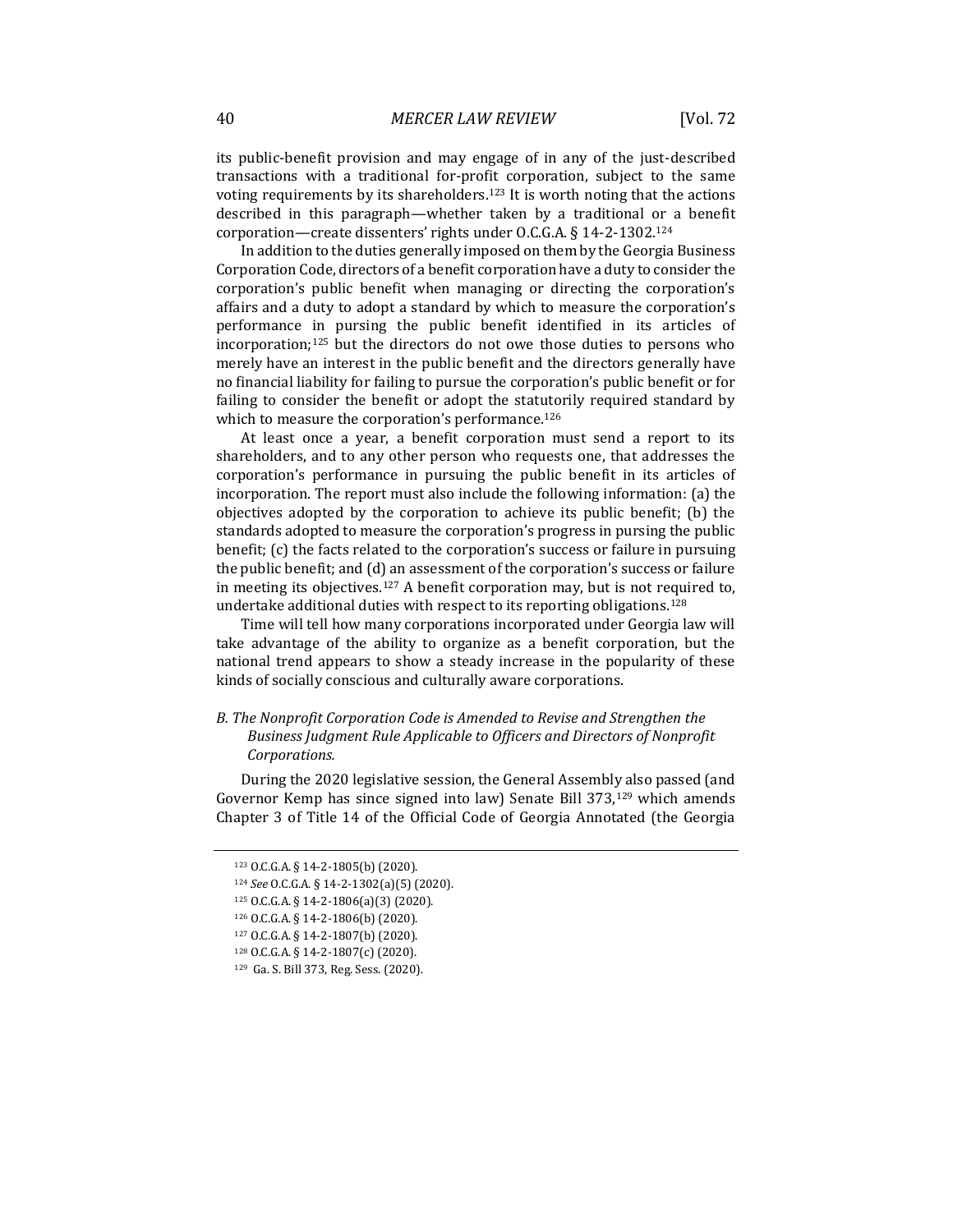its public-benefit provision and may engage of in any of the just-described transactions with a traditional for-profit corporation, subject to the same voting requirements by its shareholders.[123] It is worth noting that the actions described in this paragraph—whether taken by a traditional or a benefit corporation—create dissenters' rights under O.C.G.A. § 14-2-1302.[124]

In addition to the duties generally imposed on them by the Georgia Business Corporation Code, directors of a benefit corporation have a duty to consider the corporation's public benefit when managing or directing the corporation's affairs and a duty to adopt a standard by which to measure the corporation's performance in pursuing the public benefit identified in its articles of incorporation;[125] but the directors do not owe those duties to persons who merely have an interest in the public benefit and the directors generally have no financial liability for failing to pursue the corporation's public benefit or for failing to consider the benefit or adopt the statutorily required standard by which to measure the corporation's performance.[126]

At least once a year, a benefit corporation must send a report to its shareholders, and to any other person who requests one, that addresses the corporation's performance in pursuing the public benefit in its articles of incorporation. The report must also include the following information: (a) the objectives adopted by the corporation to achieve its public benefit; (b) the standards adopted to measure the corporation's progress in pursing the public benefit; (c) the facts related to the corporation's success or failure in pursuing the public benefit; and (d) an assessment of the corporation's success or failure in meeting its objectives.[127] A benefit corporation may, but is not required to, undertake additional duties with respect to its reporting obligations.[128]

Time will tell how many corporations incorporated under Georgia law will take advantage of the ability to organize as a benefit corporation, but the national trend appears to show a steady increase in the popularity of these kinds of socially conscious and culturally aware corporations.

### *B. The Nonprofit Corporation Code is Amended to Revise and Strengthen the Business Judgment Rule Applicable to Officers and Directors of Nonprofit Corporations.*

During the 2020 legislative session, the General Assembly also passed (and Governor Kemp has since signed into law) Senate Bill 373,[129] which amends Chapter 3 of Title 14 of the Official Code of Georgia Annotated (the Georgia

---

[123] O.C.G.A. § 14-2-1805(b) (2020).

[124] *See* O.C.G.A. § 14-2-1302(a)(5) (2020).

[125] O.C.G.A. § 14-2-1806(a)(3) (2020).

[126] O.C.G.A. § 14-2-1806(b) (2020).

[127] O.C.G.A. § 14-2-1807(b) (2020).

[128] O.C.G.A. § 14-2-1807(c) (2020).

[129] Ga. S. Bill 373, Reg. Sess. (2020).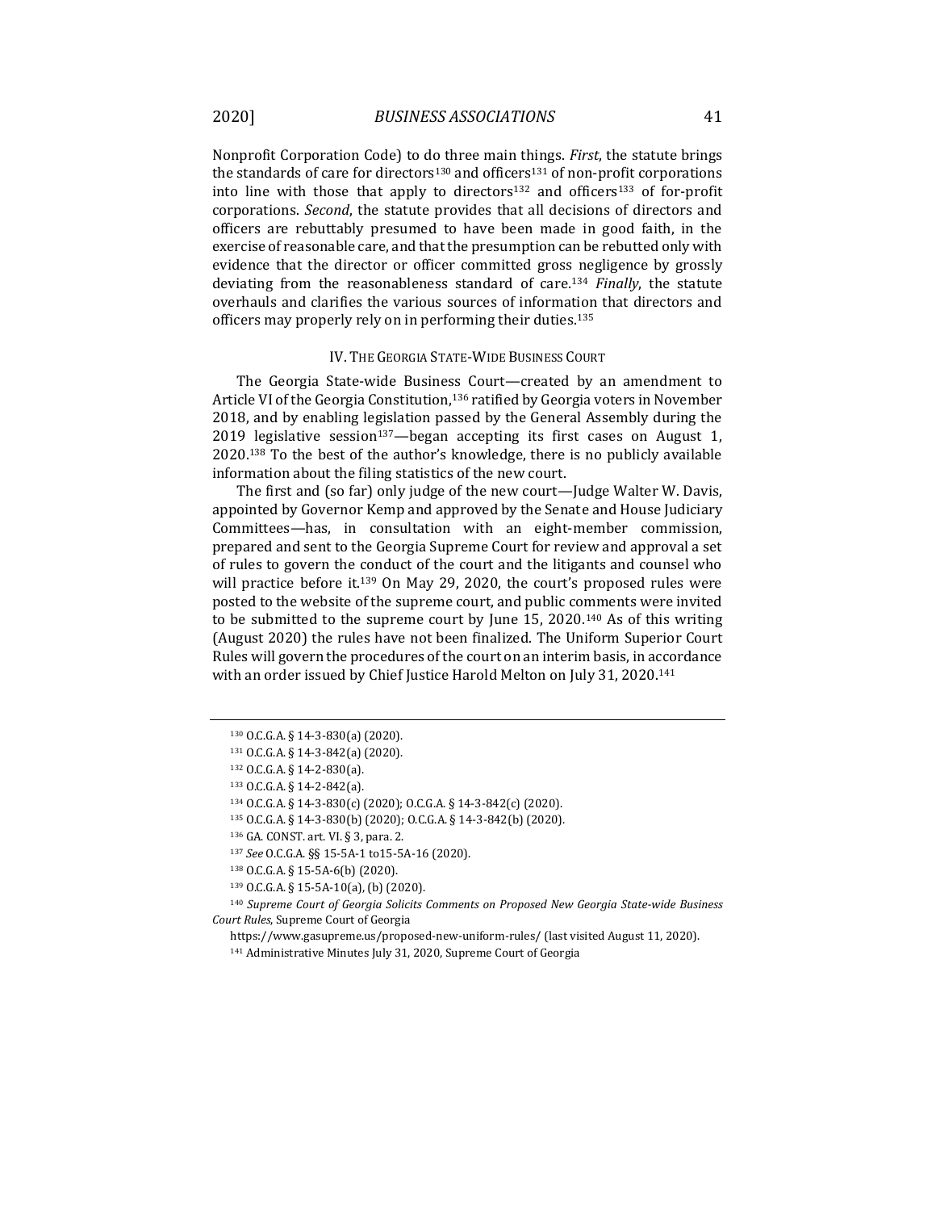Nonprofit Corporation Code) to do three main things. *First*, the statute brings the standards of care for directors[130] and officers[131] of non-profit corporations into line with those that apply to directors[132] and officers[133] of for-profit corporations. *Second*, the statute provides that all decisions of directors and officers are rebuttably presumed to have been made in good faith, in the exercise of reasonable care, and that the presumption can be rebutted only with evidence that the director or officer committed gross negligence by grossly deviating from the reasonableness standard of care.[134] *Finally*, the statute overhauls and clarifies the various sources of information that directors and officers may properly rely on in performing their duties.[135]

## IV. THE GEORGIA STATE-WIDE BUSINESS COURT

The Georgia State-wide Business Court—created by an amendment to Article VI of the Georgia Constitution,[136] ratified by Georgia voters in November 2018, and by enabling legislation passed by the General Assembly during the 2019 legislative session[137]—began accepting its first cases on August 1, 2020.[138] To the best of the author's knowledge, there is no publicly available information about the filing statistics of the new court.

The first and (so far) only judge of the new court—Judge Walter W. Davis, appointed by Governor Kemp and approved by the Senate and House Judiciary Committees—has, in consultation with an eight-member commission, prepared and sent to the Georgia Supreme Court for review and approval a set of rules to govern the conduct of the court and the litigants and counsel who will practice before it.[139] On May 29, 2020, the court's proposed rules were posted to the website of the supreme court, and public comments were invited to be submitted to the supreme court by June 15, 2020.[140] As of this writing (August 2020) the rules have not been finalized. The Uniform Superior Court Rules will govern the procedures of the court on an interim basis, in accordance with an order issued by Chief Justice Harold Melton on July 31, 2020.[141]

---

[130] O.C.G.A. § 14-3-830(a) (2020).

[131] O.C.G.A. § 14-3-842(a) (2020).

[132] O.C.G.A. § 14-2-830(a).

[133] O.C.G.A. § 14-2-842(a).

[134] O.C.G.A. § 14-3-830(c) (2020); O.C.G.A. § 14-3-842(c) (2020).

[135] O.C.G.A. § 14-3-830(b) (2020); O.C.G.A. § 14-3-842(b) (2020).

[136] GA. CONST. art. VI. § 3, para. 2.

[137] *See* O.C.G.A. §§ 15-5A-1 to15-5A-16 (2020).

[138] O.C.G.A. § 15-5A-6(b) (2020).

[139] O.C.G.A. § 15-5A-10(a), (b) (2020).

[140] *Supreme Court of Georgia Solicits Comments on Proposed New Georgia State-wide Business Court Rules*, Supreme Court of Georgia https://www.gasupreme.us/proposed-new-uniform-rules/ (last visited August 11, 2020).

[141] Administrative Minutes July 31, 2020, Supreme Court of Georgia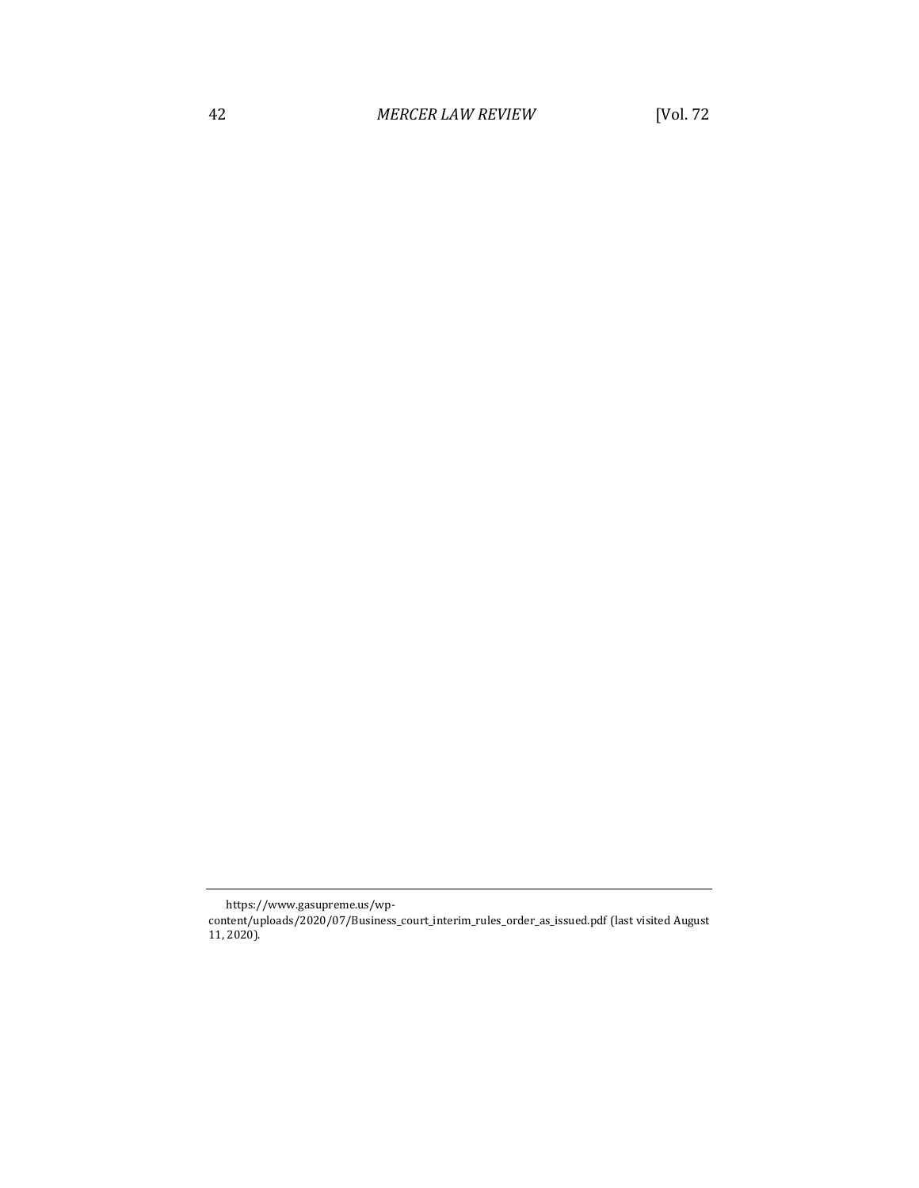https://www.gasupreme.us/wp-content/uploads/2020/07/Business_court_interim_rules_order_as_issued.pdf (last visited August 11, 2020).